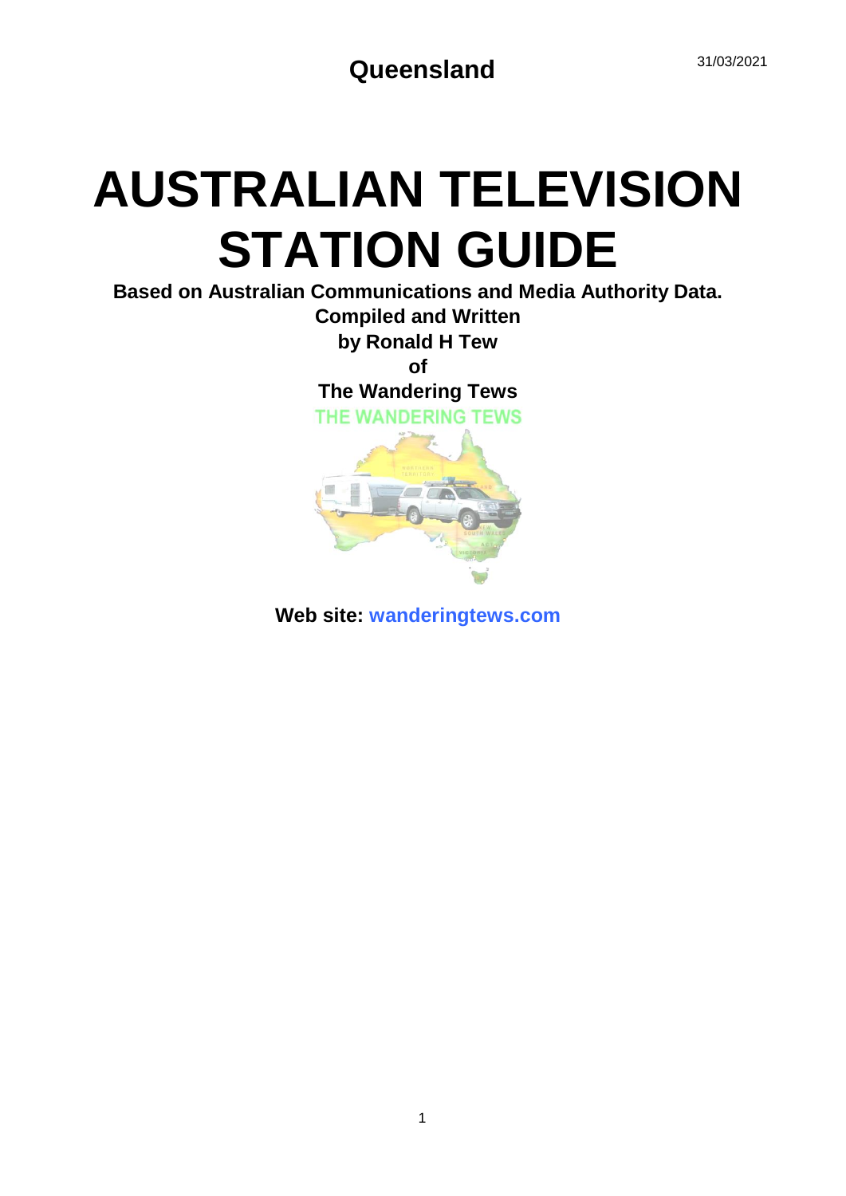Queensland

31/03/2021

# AUSTRALIAN TELEVISION STATION GUIDE

**Based on Australian Communications and Media Authority Data.**

**Compiled and Written**

**by Ronald H Tew**

**of**

**The Wandering Tews**

THE WANDERING TEWS

**Web site:** wanderingtews.com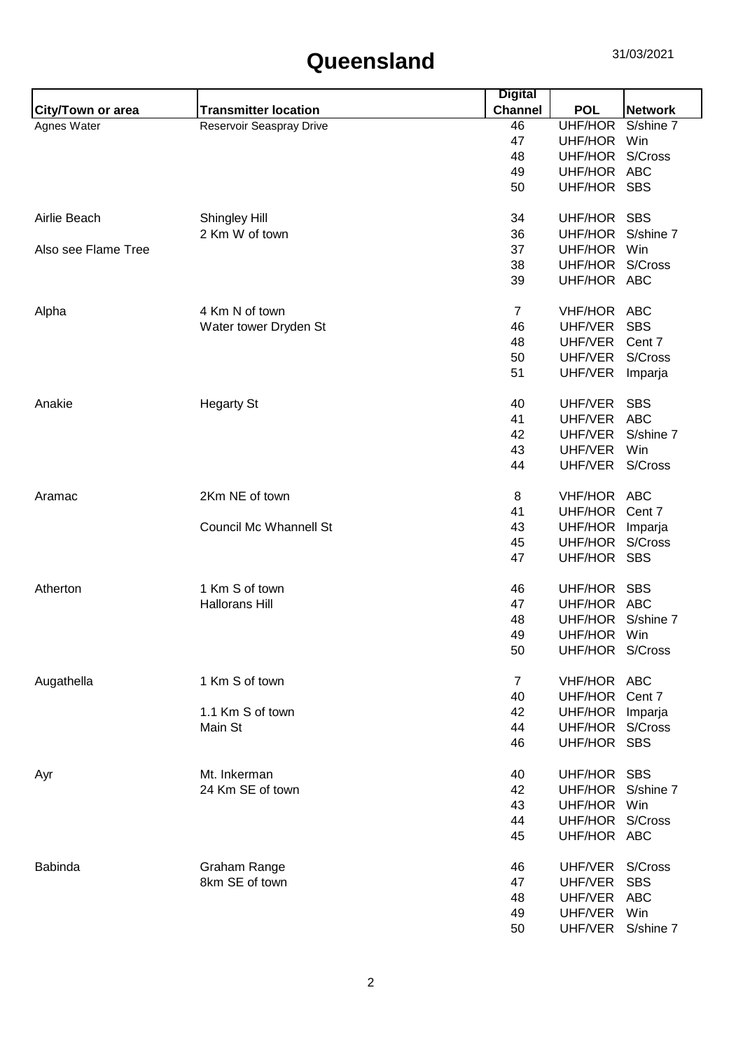# Queensland

31/03/2021

| City/Town or area | Transmitter location | Digital Channel | POL | Network |
|---|---|---|---|---|
| Agnes Water | Reservoir Seaspray Drive | 46 | UHF/HOR | S/shine 7 |
| | | 47 | UHF/HOR | Win |
| | | 48 | UHF/HOR | S/Cross |
| | | 49 | UHF/HOR | ABC |
| | | 50 | UHF/HOR | SBS |
| Airlie Beach | Shingley Hill | 34 | UHF/HOR | SBS |
| | 2 Km W of town | 36 | UHF/HOR | S/shine 7 |
| Also see Flame Tree | | 37 | UHF/HOR | Win |
| | | 38 | UHF/HOR | S/Cross |
| | | 39 | UHF/HOR | ABC |
| Alpha | 4 Km N of town | 7 | VHF/HOR | ABC |
| | Water tower Dryden St | 46 | UHF/VER | SBS |
| | | 48 | UHF/VER | Cent 7 |
| | | 50 | UHF/VER | S/Cross |
| | | 51 | UHF/VER | Imparja |
| Anakie | Hegarty St | 40 | UHF/VER | SBS |
| | | 41 | UHF/VER | ABC |
| | | 42 | UHF/VER | S/shine 7 |
| | | 43 | UHF/VER | Win |
| | | 44 | UHF/VER | S/Cross |
| Aramac | 2Km NE of town | 8 | VHF/HOR | ABC |
| | | 41 | UHF/HOR | Cent 7 |
| | Council Mc Whannell St | 43 | UHF/HOR | Imparja |
| | | 45 | UHF/HOR | S/Cross |
| | | 47 | UHF/HOR | SBS |
| Atherton | 1 Km S of town | 46 | UHF/HOR | SBS |
| | Hallorans Hill | 47 | UHF/HOR | ABC |
| | | 48 | UHF/HOR | S/shine 7 |
| | | 49 | UHF/HOR | Win |
| | | 50 | UHF/HOR | S/Cross |
| Augathella | 1 Km S of town | 7 | VHF/HOR | ABC |
| | | 40 | UHF/HOR | Cent 7 |
| | 1.1 Km S of town | 42 | UHF/HOR | Imparja |
| | Main St | 44 | UHF/HOR | S/Cross |
| | | 46 | UHF/HOR | SBS |
| Ayr | Mt. Inkerman | 40 | UHF/HOR | SBS |
| | 24 Km SE of town | 42 | UHF/HOR | S/shine 7 |
| | | 43 | UHF/HOR | Win |
| | | 44 | UHF/HOR | S/Cross |
| | | 45 | UHF/HOR | ABC |
| Babinda | Graham Range | 46 | UHF/VER | S/Cross |
| | 8km SE of town | 47 | UHF/VER | SBS |
| | | 48 | UHF/VER | ABC |
| | | 49 | UHF/VER | Win |
| | | 50 | UHF/VER | S/shine 7 |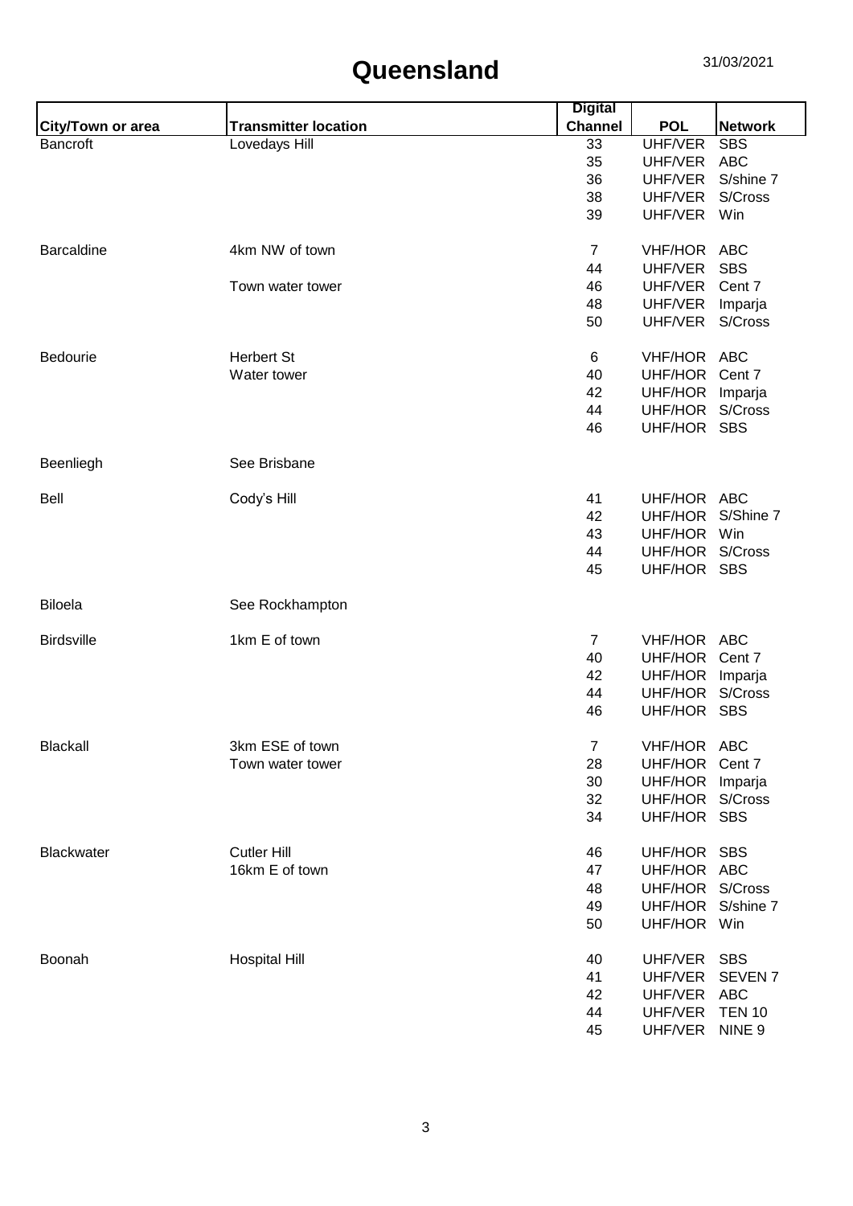# Queensland

31/03/2021

| City/Town or area | Transmitter location | Digital Channel | POL | Network |
|---|---|---|---|---|
| Bancroft | Lovedays Hill | 33 | UHF/VER | SBS |
| | | 35 | UHF/VER | ABC |
| | | 36 | UHF/VER | S/shine 7 |
| | | 38 | UHF/VER | S/Cross |
| | | 39 | UHF/VER | Win |
| Barcaldine | 4km NW of town | 7 | VHF/HOR | ABC |
| | | 44 | UHF/VER | SBS |
| | Town water tower | 46 | UHF/VER | Cent 7 |
| | | 48 | UHF/VER | Imparja |
| | | 50 | UHF/VER | S/Cross |
| Bedourie | Herbert St | 6 | VHF/HOR | ABC |
| | Water tower | 40 | UHF/HOR | Cent 7 |
| | | 42 | UHF/HOR | Imparja |
| | | 44 | UHF/HOR | S/Cross |
| | | 46 | UHF/HOR | SBS |
| Beenliegh | See Brisbane | | | |
| Bell | Cody's Hill | 41 | UHF/HOR | ABC |
| | | 42 | UHF/HOR | S/Shine 7 |
| | | 43 | UHF/HOR | Win |
| | | 44 | UHF/HOR | S/Cross |
| | | 45 | UHF/HOR | SBS |
| Biloela | See Rockhampton | | | |
| Birdsville | 1km E of town | 7 | VHF/HOR | ABC |
| | | 40 | UHF/HOR | Cent 7 |
| | | 42 | UHF/HOR | Imparja |
| | | 44 | UHF/HOR | S/Cross |
| | | 46 | UHF/HOR | SBS |
| Blackall | 3km ESE of town | 7 | VHF/HOR | ABC |
| | Town water tower | 28 | UHF/HOR | Cent 7 |
| | | 30 | UHF/HOR | Imparja |
| | | 32 | UHF/HOR | S/Cross |
| | | 34 | UHF/HOR | SBS |
| Blackwater | Cutler Hill | 46 | UHF/HOR | SBS |
| | 16km E of town | 47 | UHF/HOR | ABC |
| | | 48 | UHF/HOR | S/Cross |
| | | 49 | UHF/HOR | S/shine 7 |
| | | 50 | UHF/HOR | Win |
| Boonah | Hospital Hill | 40 | UHF/VER | SBS |
| | | 41 | UHF/VER | SEVEN 7 |
| | | 42 | UHF/VER | ABC |
| | | 44 | UHF/VER | TEN 10 |
| | | 45 | UHF/VER | NINE 9 |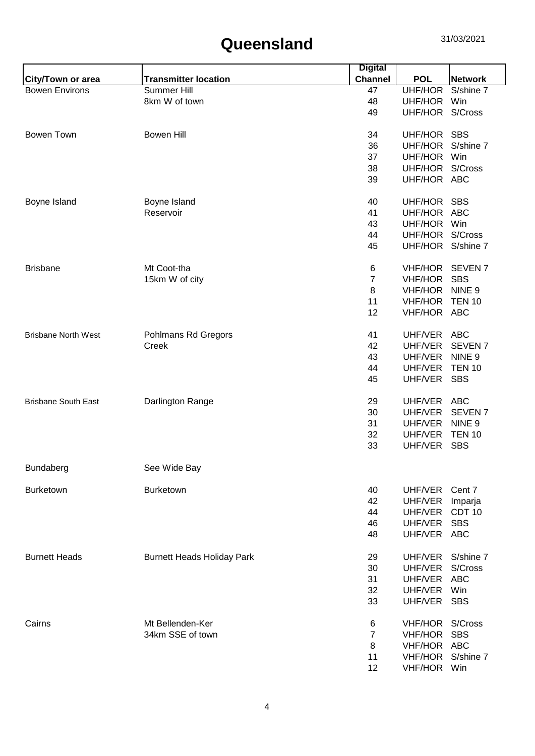# Queensland

31/03/2021

| City/Town or area | Transmitter location | Digital Channel | POL | Network |
|---|---|---|---|---|
| Bowen Environs | Summer Hill | 47 | UHF/HOR | S/shine 7 |
| | 8km W of town | 48 | UHF/HOR | Win |
| | | 49 | UHF/HOR | S/Cross |
| Bowen Town | Bowen Hill | 34 | UHF/HOR | SBS |
| | | 36 | UHF/HOR | S/shine 7 |
| | | 37 | UHF/HOR | Win |
| | | 38 | UHF/HOR | S/Cross |
| | | 39 | UHF/HOR | ABC |
| Boyne Island | Boyne Island | 40 | UHF/HOR | SBS |
| | Reservoir | 41 | UHF/HOR | ABC |
| | | 43 | UHF/HOR | Win |
| | | 44 | UHF/HOR | S/Cross |
| | | 45 | UHF/HOR | S/shine 7 |
| Brisbane | Mt Coot-tha | 6 | VHF/HOR | SEVEN 7 |
| | 15km W of city | 7 | VHF/HOR | SBS |
| | | 8 | VHF/HOR | NINE 9 |
| | | 11 | VHF/HOR | TEN 10 |
| | | 12 | VHF/HOR | ABC |
| Brisbane North West | Pohlmans Rd Gregors | 41 | UHF/VER | ABC |
| | Creek | 42 | UHF/VER | SEVEN 7 |
| | | 43 | UHF/VER | NINE 9 |
| | | 44 | UHF/VER | TEN 10 |
| | | 45 | UHF/VER | SBS |
| Brisbane South East | Darlington Range | 29 | UHF/VER | ABC |
| | | 30 | UHF/VER | SEVEN 7 |
| | | 31 | UHF/VER | NINE 9 |
| | | 32 | UHF/VER | TEN 10 |
| | | 33 | UHF/VER | SBS |
| Bundaberg | See Wide Bay | | | |
| Burketown | Burketown | 40 | UHF/VER | Cent 7 |
| | | 42 | UHF/VER | Imparja |
| | | 44 | UHF/VER | CDT 10 |
| | | 46 | UHF/VER | SBS |
| | | 48 | UHF/VER | ABC |
| Burnett Heads | Burnett Heads Holiday Park | 29 | UHF/VER | S/shine 7 |
| | | 30 | UHF/VER | S/Cross |
| | | 31 | UHF/VER | ABC |
| | | 32 | UHF/VER | Win |
| | | 33 | UHF/VER | SBS |
| Cairns | Mt Bellenden-Ker | 6 | VHF/HOR | S/Cross |
| | 34km SSE of town | 7 | VHF/HOR | SBS |
| | | 8 | VHF/HOR | ABC |
| | | 11 | VHF/HOR | S/shine 7 |
| | | 12 | VHF/HOR | Win |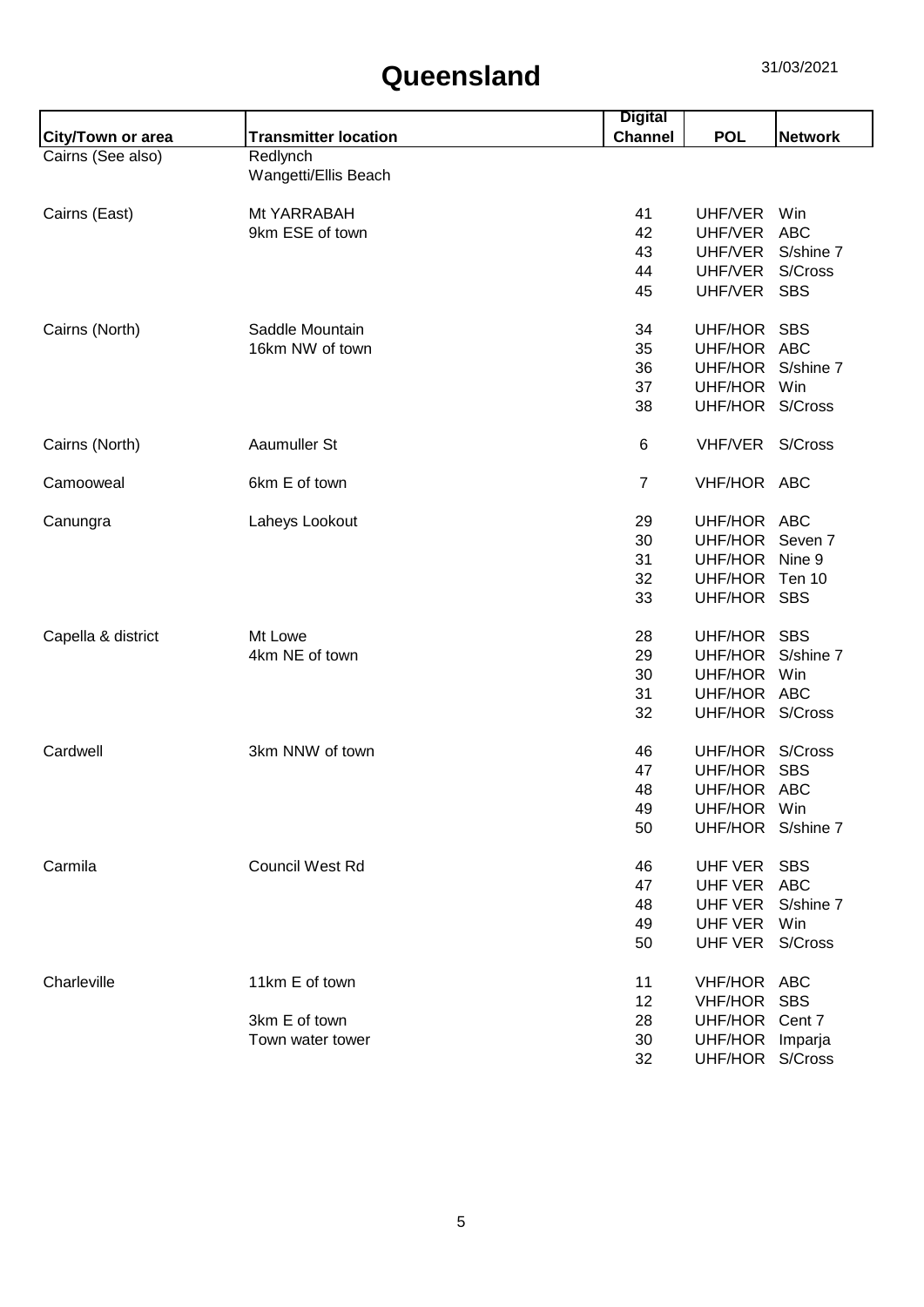# Queensland

31/03/2021

| City/Town or area | Transmitter location | Digital Channel | POL | Network |
|---|---|---|---|---|
| Cairns (See also) | Redlynch | | | |
| | Wangetti/Ellis Beach | | | |
| Cairns (East) | Mt YARRABAH | 41 | UHF/VER | Win |
| | 9km ESE of town | 42 | UHF/VER | ABC |
| | | 43 | UHF/VER | S/shine 7 |
| | | 44 | UHF/VER | S/Cross |
| | | 45 | UHF/VER | SBS |
| Cairns (North) | Saddle Mountain | 34 | UHF/HOR | SBS |
| | 16km NW of town | 35 | UHF/HOR | ABC |
| | | 36 | UHF/HOR | S/shine 7 |
| | | 37 | UHF/HOR | Win |
| | | 38 | UHF/HOR | S/Cross |
| Cairns (North) | Aaumuller St | 6 | VHF/VER | S/Cross |
| Camooweal | 6km E of town | 7 | VHF/HOR | ABC |
| Canungra | Laheys Lookout | 29 | UHF/HOR | ABC |
| | | 30 | UHF/HOR | Seven 7 |
| | | 31 | UHF/HOR | Nine 9 |
| | | 32 | UHF/HOR | Ten 10 |
| | | 33 | UHF/HOR | SBS |
| Capella & district | Mt Lowe | 28 | UHF/HOR | SBS |
| | 4km NE of town | 29 | UHF/HOR | S/shine 7 |
| | | 30 | UHF/HOR | Win |
| | | 31 | UHF/HOR | ABC |
| | | 32 | UHF/HOR | S/Cross |
| Cardwell | 3km NNW of town | 46 | UHF/HOR | S/Cross |
| | | 47 | UHF/HOR | SBS |
| | | 48 | UHF/HOR | ABC |
| | | 49 | UHF/HOR | Win |
| | | 50 | UHF/HOR | S/shine 7 |
| Carmila | Council West Rd | 46 | UHF VER | SBS |
| | | 47 | UHF VER | ABC |
| | | 48 | UHF VER | S/shine 7 |
| | | 49 | UHF VER | Win |
| | | 50 | UHF VER | S/Cross |
| Charleville | 11km E of town | 11 | VHF/HOR | ABC |
| | | 12 | VHF/HOR | SBS |
| | 3km E of town | 28 | UHF/HOR | Cent 7 |
| | Town water tower | 30 | UHF/HOR | Imparja |
| | | 32 | UHF/HOR | S/Cross |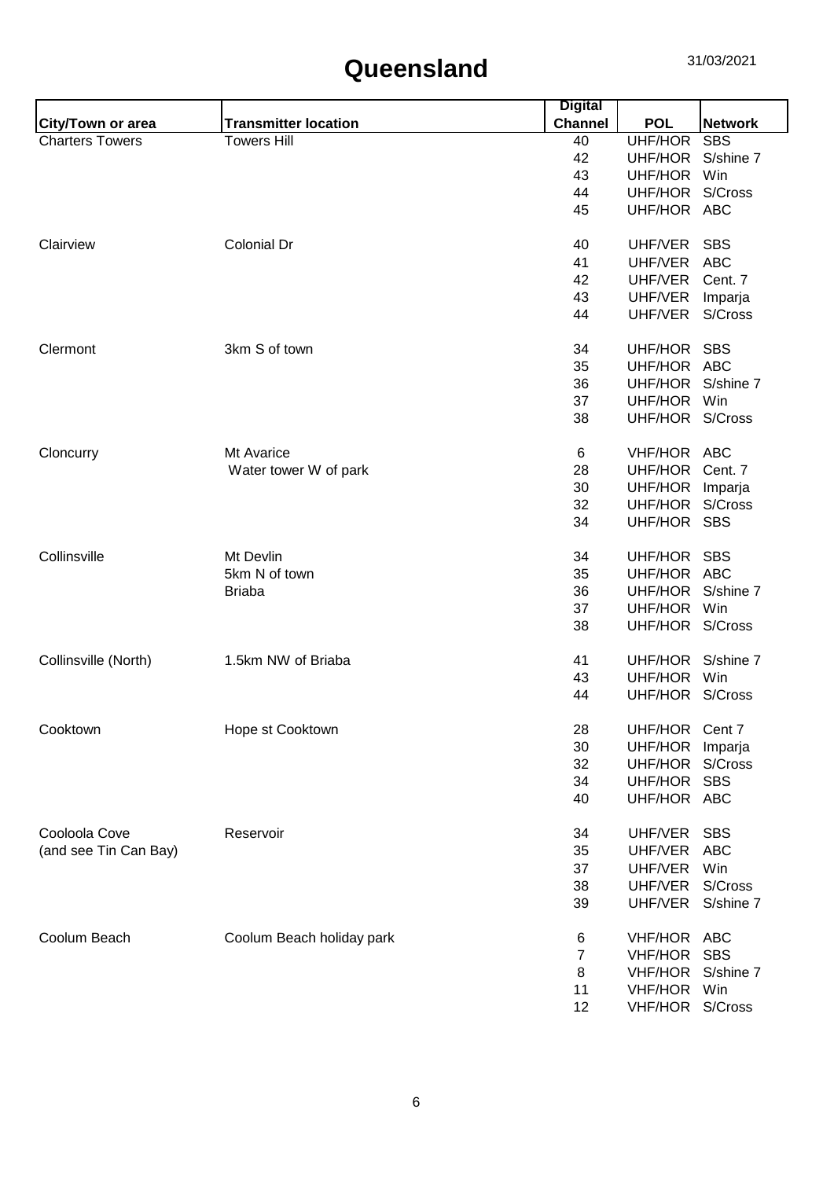# Queensland

31/03/2021

| City/Town or area | Transmitter location | Digital Channel | POL | Network |
|---|---|---|---|---|
| Charters Towers | Towers Hill | 40 | UHF/HOR | SBS |
| | | 42 | UHF/HOR | S/shine 7 |
| | | 43 | UHF/HOR | Win |
| | | 44 | UHF/HOR | S/Cross |
| | | 45 | UHF/HOR | ABC |
| Clairview | Colonial Dr | 40 | UHF/VER | SBS |
| | | 41 | UHF/VER | ABC |
| | | 42 | UHF/VER | Cent. 7 |
| | | 43 | UHF/VER | Imparja |
| | | 44 | UHF/VER | S/Cross |
| Clermont | 3km S of town | 34 | UHF/HOR | SBS |
| | | 35 | UHF/HOR | ABC |
| | | 36 | UHF/HOR | S/shine 7 |
| | | 37 | UHF/HOR | Win |
| | | 38 | UHF/HOR | S/Cross |
| Cloncurry | Mt Avarice | 6 | VHF/HOR | ABC |
| | Water tower W of park | 28 | UHF/HOR | Cent. 7 |
| | | 30 | UHF/HOR | Imparja |
| | | 32 | UHF/HOR | S/Cross |
| | | 34 | UHF/HOR | SBS |
| Collinsville | Mt Devlin | 34 | UHF/HOR | SBS |
| | 5km N of town | 35 | UHF/HOR | ABC |
| | Briaba | 36 | UHF/HOR | S/shine 7 |
| | | 37 | UHF/HOR | Win |
| | | 38 | UHF/HOR | S/Cross |
| Collinsville (North) | 1.5km NW of Briaba | 41 | UHF/HOR | S/shine 7 |
| | | 43 | UHF/HOR | Win |
| | | 44 | UHF/HOR | S/Cross |
| Cooktown | Hope st Cooktown | 28 | UHF/HOR | Cent 7 |
| | | 30 | UHF/HOR | Imparja |
| | | 32 | UHF/HOR | S/Cross |
| | | 34 | UHF/HOR | SBS |
| | | 40 | UHF/HOR | ABC |
| Cooloola Cove | Reservoir | 34 | UHF/VER | SBS |
| (and see Tin Can Bay) | | 35 | UHF/VER | ABC |
| | | 37 | UHF/VER | Win |
| | | 38 | UHF/VER | S/Cross |
| | | 39 | UHF/VER | S/shine 7 |
| Coolum Beach | Coolum Beach holiday park | 6 | VHF/HOR | ABC |
| | | 7 | VHF/HOR | SBS |
| | | 8 | VHF/HOR | S/shine 7 |
| | | 11 | VHF/HOR | Win |
| | | 12 | VHF/HOR | S/Cross |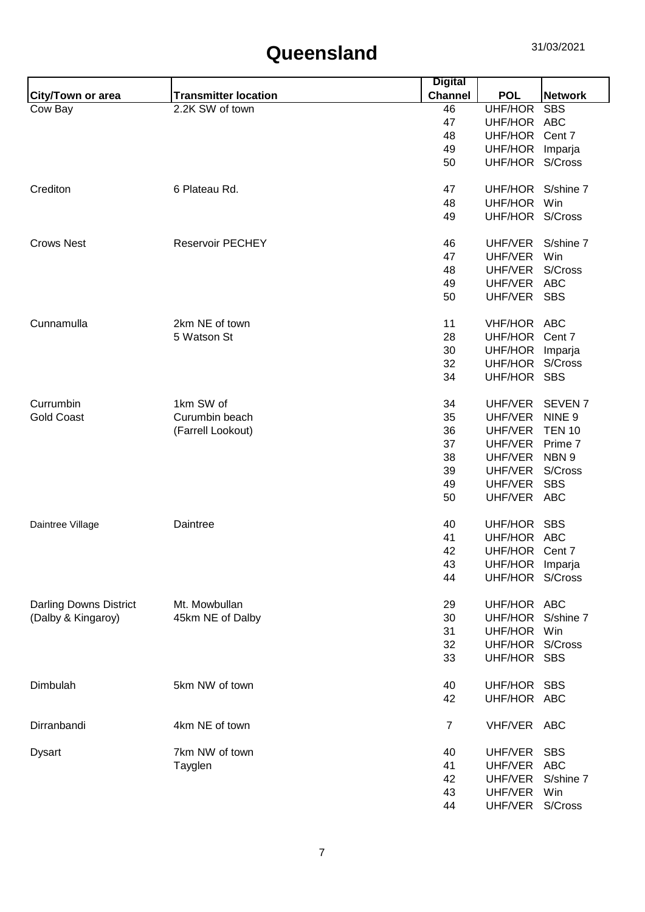# Queensland

31/03/2021

| City/Town or area | Transmitter location | Digital Channel | POL | Network |
|---|---|---|---|---|
| Cow Bay | 2.2K SW of town | 46 | UHF/HOR | SBS |
| | | 47 | UHF/HOR | ABC |
| | | 48 | UHF/HOR | Cent 7 |
| | | 49 | UHF/HOR | Imparja |
| | | 50 | UHF/HOR | S/Cross |
| Crediton | 6 Plateau Rd. | 47 | UHF/HOR | S/shine 7 |
| | | 48 | UHF/HOR | Win |
| | | 49 | UHF/HOR | S/Cross |
| Crows Nest | Reservoir PECHEY | 46 | UHF/VER | S/shine 7 |
| | | 47 | UHF/VER | Win |
| | | 48 | UHF/VER | S/Cross |
| | | 49 | UHF/VER | ABC |
| | | 50 | UHF/VER | SBS |
| Cunnamulla | 2km NE of town | 11 | VHF/HOR | ABC |
| | 5 Watson St | 28 | UHF/HOR | Cent 7 |
| | | 30 | UHF/HOR | Imparja |
| | | 32 | UHF/HOR | S/Cross |
| | | 34 | UHF/HOR | SBS |
| Currumbin | 1km SW of | 34 | UHF/VER | SEVEN 7 |
| Gold Coast | Curumbin beach | 35 | UHF/VER | NINE 9 |
| | (Farrell Lookout) | 36 | UHF/VER | TEN 10 |
| | | 37 | UHF/VER | Prime 7 |
| | | 38 | UHF/VER | NBN 9 |
| | | 39 | UHF/VER | S/Cross |
| | | 49 | UHF/VER | SBS |
| | | 50 | UHF/VER | ABC |
| Daintree Village | Daintree | 40 | UHF/HOR | SBS |
| | | 41 | UHF/HOR | ABC |
| | | 42 | UHF/HOR | Cent 7 |
| | | 43 | UHF/HOR | Imparja |
| | | 44 | UHF/HOR | S/Cross |
| Darling Downs District | Mt. Mowbullan | 29 | UHF/HOR | ABC |
| (Dalby & Kingaroy) | 45km NE of Dalby | 30 | UHF/HOR | S/shine 7 |
| | | 31 | UHF/HOR | Win |
| | | 32 | UHF/HOR | S/Cross |
| | | 33 | UHF/HOR | SBS |
| Dimbulah | 5km NW of town | 40 | UHF/HOR | SBS |
| | | 42 | UHF/HOR | ABC |
| Dirranbandi | 4km NE of town | 7 | VHF/VER | ABC |
| Dysart | 7km NW of town | 40 | UHF/VER | SBS |
| | Tayglen | 41 | UHF/VER | ABC |
| | | 42 | UHF/VER | S/shine 7 |
| | | 43 | UHF/VER | Win |
| | | 44 | UHF/VER | S/Cross |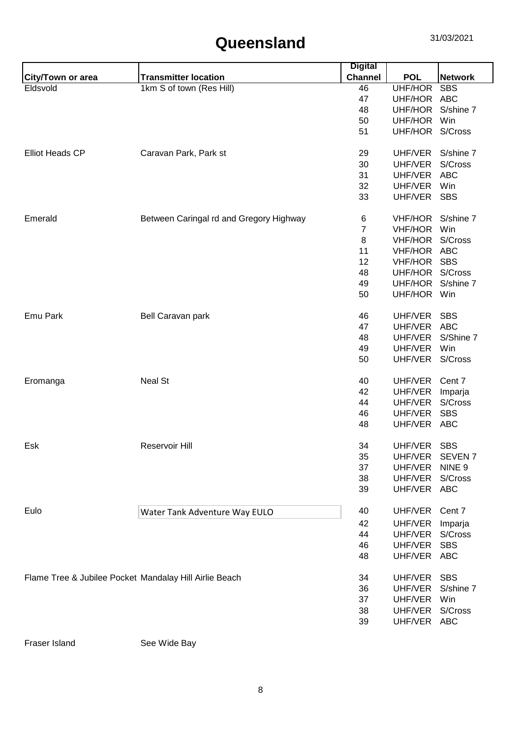# Queensland

31/03/2021

| City/Town or area | Transmitter location | Digital Channel | POL | Network |
|---|---|---|---|---|
| Eldsvold | 1km S of town (Res Hill) | 46 | UHF/HOR | SBS |
| | | 47 | UHF/HOR | ABC |
| | | 48 | UHF/HOR | S/shine 7 |
| | | 50 | UHF/HOR | Win |
| | | 51 | UHF/HOR | S/Cross |
| Elliot Heads CP | Caravan Park, Park st | 29 | UHF/VER | S/shine 7 |
| | | 30 | UHF/VER | S/Cross |
| | | 31 | UHF/VER | ABC |
| | | 32 | UHF/VER | Win |
| | | 33 | UHF/VER | SBS |
| Emerald | Between Caringal rd and Gregory Highway | 6 | VHF/HOR | S/shine 7 |
| | | 7 | VHF/HOR | Win |
| | | 8 | VHF/HOR | S/Cross |
| | | 11 | VHF/HOR | ABC |
| | | 12 | VHF/HOR | SBS |
| | | 48 | UHF/HOR | S/Cross |
| | | 49 | UHF/HOR | S/shine 7 |
| | | 50 | UHF/HOR | Win |
| Emu Park | Bell Caravan park | 46 | UHF/VER | SBS |
| | | 47 | UHF/VER | ABC |
| | | 48 | UHF/VER | S/Shine 7 |
| | | 49 | UHF/VER | Win |
| | | 50 | UHF/VER | S/Cross |
| Eromanga | Neal St | 40 | UHF/VER | Cent 7 |
| | | 42 | UHF/VER | Imparja |
| | | 44 | UHF/VER | S/Cross |
| | | 46 | UHF/VER | SBS |
| | | 48 | UHF/VER | ABC |
| Esk | Reservoir Hill | 34 | UHF/VER | SBS |
| | | 35 | UHF/VER | SEVEN 7 |
| | | 37 | UHF/VER | NINE 9 |
| | | 38 | UHF/VER | S/Cross |
| | | 39 | UHF/VER | ABC |
| Eulo | Water Tank Adventure Way EULO | 40 | UHF/VER | Cent 7 |
| | | 42 | UHF/VER | Imparja |
| | | 44 | UHF/VER | S/Cross |
| | | 46 | UHF/VER | SBS |
| | | 48 | UHF/VER | ABC |
| Flame Tree & Jubilee Pocket | Mandalay Hill Airlie Beach | 34 | UHF/VER | SBS |
| | | 36 | UHF/VER | S/shine 7 |
| | | 37 | UHF/VER | Win |
| | | 38 | UHF/VER | S/Cross |
| | | 39 | UHF/VER | ABC |
| Fraser Island | See Wide Bay | | | |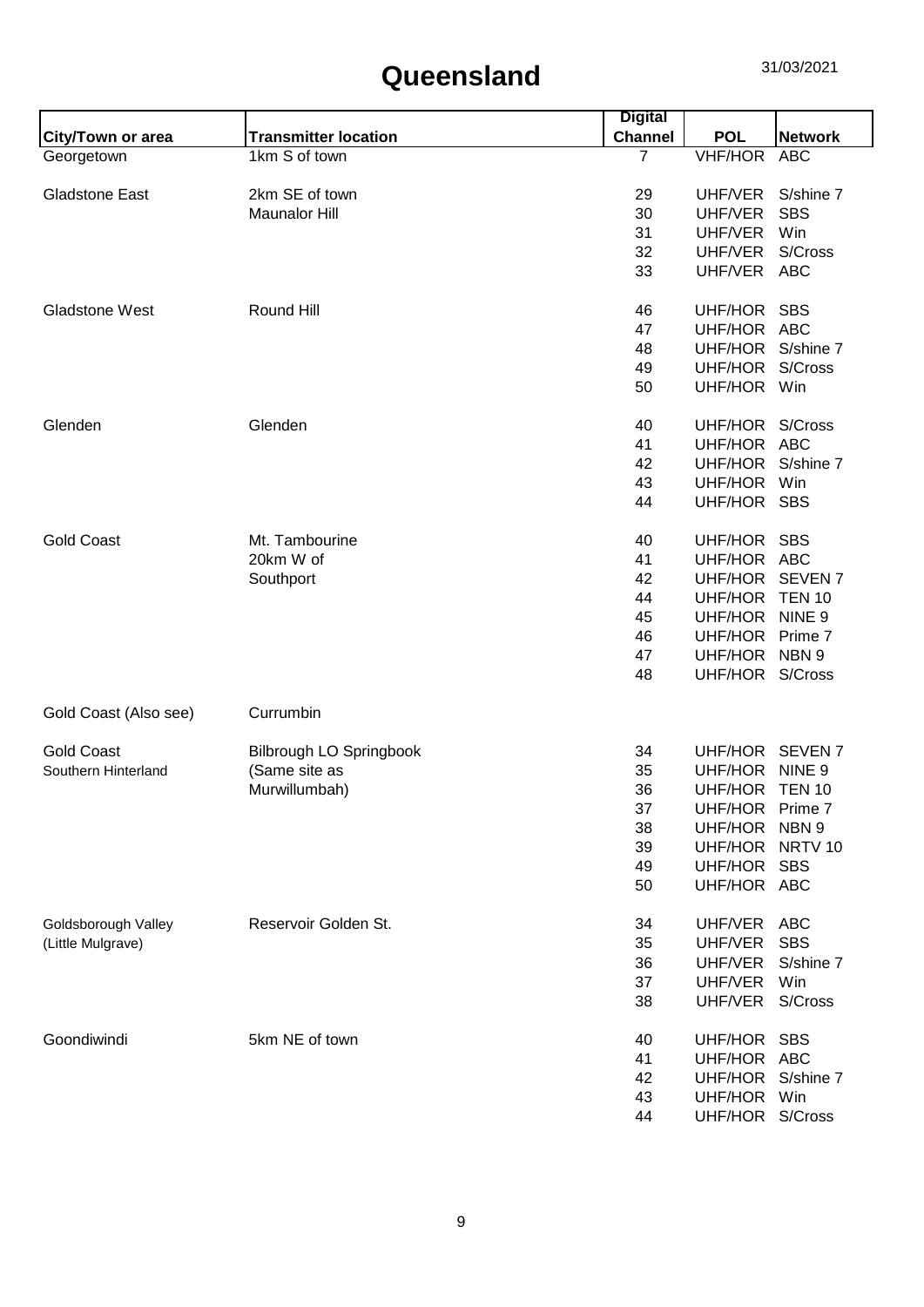# Queensland

31/03/2021

| City/Town or area | Transmitter location | Digital Channel | POL | Network |
|---|---|---|---|---|
| Georgetown | 1km S of town | 7 | VHF/HOR | ABC |
| | | | | |
| Gladstone East | 2km SE of town | 29 | UHF/VER | S/shine 7 |
| | Maunalor Hill | 30 | UHF/VER | SBS |
| | | 31 | UHF/VER | Win |
| | | 32 | UHF/VER | S/Cross |
| | | 33 | UHF/VER | ABC |
| | | | | |
| Gladstone West | Round Hill | 46 | UHF/HOR | SBS |
| | | 47 | UHF/HOR | ABC |
| | | 48 | UHF/HOR | S/shine 7 |
| | | 49 | UHF/HOR | S/Cross |
| | | 50 | UHF/HOR | Win |
| | | | | |
| Glenden | Glenden | 40 | UHF/HOR | S/Cross |
| | | 41 | UHF/HOR | ABC |
| | | 42 | UHF/HOR | S/shine 7 |
| | | 43 | UHF/HOR | Win |
| | | 44 | UHF/HOR | SBS |
| | | | | |
| Gold Coast | Mt. Tambourine | 40 | UHF/HOR | SBS |
| | 20km W of | 41 | UHF/HOR | ABC |
| | Southport | 42 | UHF/HOR | SEVEN 7 |
| | | 44 | UHF/HOR | TEN 10 |
| | | 45 | UHF/HOR | NINE 9 |
| | | 46 | UHF/HOR | Prime 7 |
| | | 47 | UHF/HOR | NBN 9 |
| | | 48 | UHF/HOR | S/Cross |
| | | | | |
| Gold Coast (Also see) | Currumbin | | | |
| | | | | |
| Gold Coast | Bilbrough LO Springbook | 34 | UHF/HOR | SEVEN 7 |
| Southern Hinterland | (Same site as | 35 | UHF/HOR | NINE 9 |
| | Murwillumbah) | 36 | UHF/HOR | TEN 10 |
| | | 37 | UHF/HOR | Prime 7 |
| | | 38 | UHF/HOR | NBN 9 |
| | | 39 | UHF/HOR | NRTV 10 |
| | | 49 | UHF/HOR | SBS |
| | | 50 | UHF/HOR | ABC |
| | | | | |
| Goldsborough Valley | Reservoir Golden St. | 34 | UHF/VER | ABC |
| (Little Mulgrave) | | 35 | UHF/VER | SBS |
| | | 36 | UHF/VER | S/shine 7 |
| | | 37 | UHF/VER | Win |
| | | 38 | UHF/VER | S/Cross |
| | | | | |
| Goondiwindi | 5km NE of town | 40 | UHF/HOR | SBS |
| | | 41 | UHF/HOR | ABC |
| | | 42 | UHF/HOR | S/shine 7 |
| | | 43 | UHF/HOR | Win |
| | | 44 | UHF/HOR | S/Cross |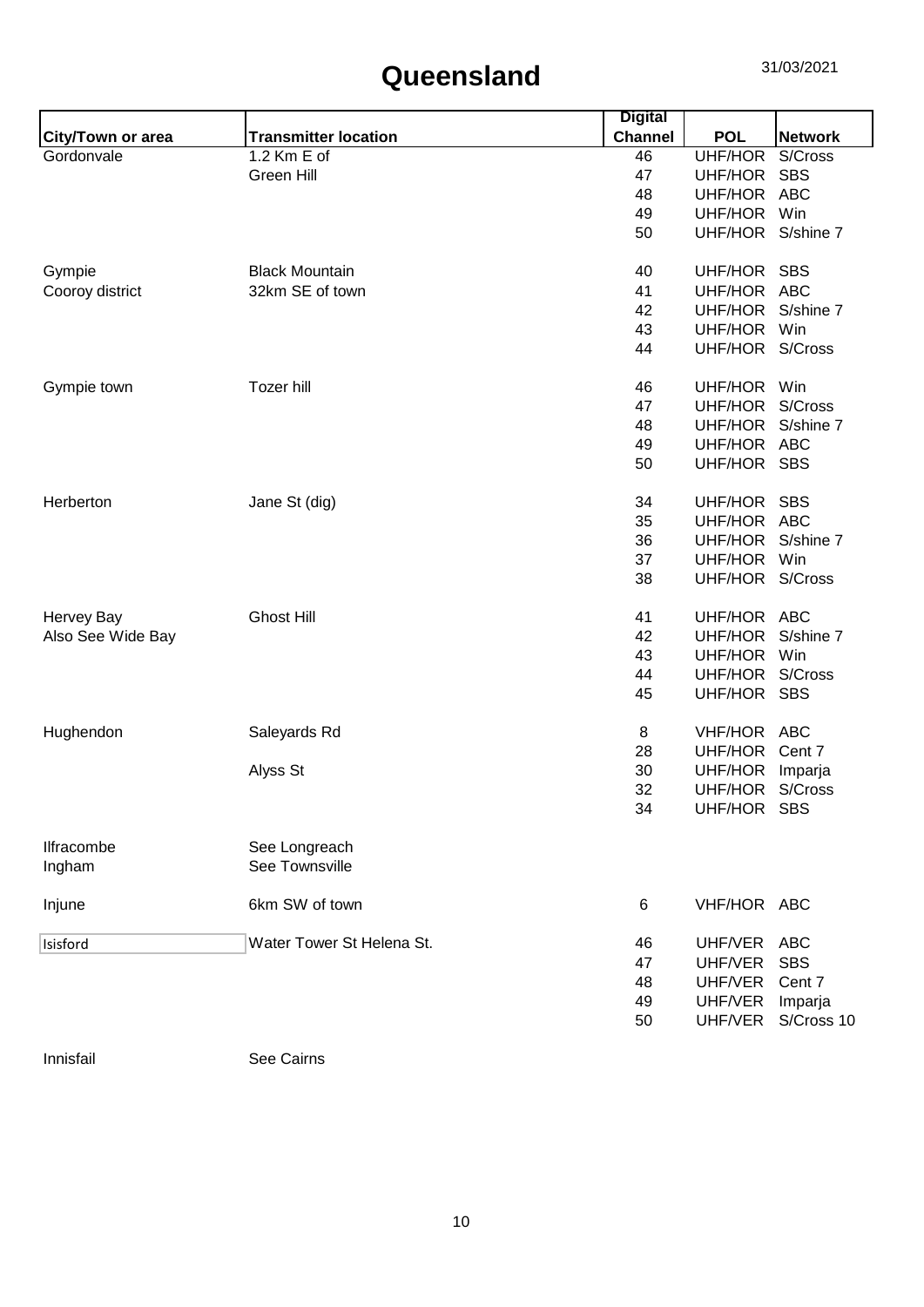# Queensland

31/03/2021

| City/Town or area | Transmitter location | Digital Channel | POL | Network |
|---|---|---|---|---|
| Gordonvale | 1.2 Km E of | 46 | UHF/HOR | S/Cross |
| | Green Hill | 47 | UHF/HOR | SBS |
| | | 48 | UHF/HOR | ABC |
| | | 49 | UHF/HOR | Win |
| | | 50 | UHF/HOR | S/shine 7 |
| | | | | |
| Gympie | Black Mountain | 40 | UHF/HOR | SBS |
| Cooroy district | 32km SE of town | 41 | UHF/HOR | ABC |
| | | 42 | UHF/HOR | S/shine 7 |
| | | 43 | UHF/HOR | Win |
| | | 44 | UHF/HOR | S/Cross |
| | | | | |
| Gympie town | Tozer hill | 46 | UHF/HOR | Win |
| | | 47 | UHF/HOR | S/Cross |
| | | 48 | UHF/HOR | S/shine 7 |
| | | 49 | UHF/HOR | ABC |
| | | 50 | UHF/HOR | SBS |
| | | | | |
| Herberton | Jane St (dig) | 34 | UHF/HOR | SBS |
| | | 35 | UHF/HOR | ABC |
| | | 36 | UHF/HOR | S/shine 7 |
| | | 37 | UHF/HOR | Win |
| | | 38 | UHF/HOR | S/Cross |
| | | | | |
| Hervey Bay | Ghost Hill | 41 | UHF/HOR | ABC |
| Also See Wide Bay | | 42 | UHF/HOR | S/shine 7 |
| | | 43 | UHF/HOR | Win |
| | | 44 | UHF/HOR | S/Cross |
| | | 45 | UHF/HOR | SBS |
| | | | | |
| Hughendon | Saleyards Rd | 8 | VHF/HOR | ABC |
| | | 28 | UHF/HOR | Cent 7 |
| | Alyss St | 30 | UHF/HOR | Imparja |
| | | 32 | UHF/HOR | S/Cross |
| | | 34 | UHF/HOR | SBS |
| | | | | |
| Ilfracombe | See Longreach | | | |
| Ingham | See Townsville | | | |
| | | | | |
| Injune | 6km SW of town | 6 | VHF/HOR | ABC |
| | | | | |
| Isisford | Water Tower St Helena St. | 46 | UHF/VER | ABC |
| | | 47 | UHF/VER | SBS |
| | | 48 | UHF/VER | Cent 7 |
| | | 49 | UHF/VER | Imparja |
| | | 50 | UHF/VER | S/Cross 10 |
| | | | | |
| Innisfail | See Cairns | | | |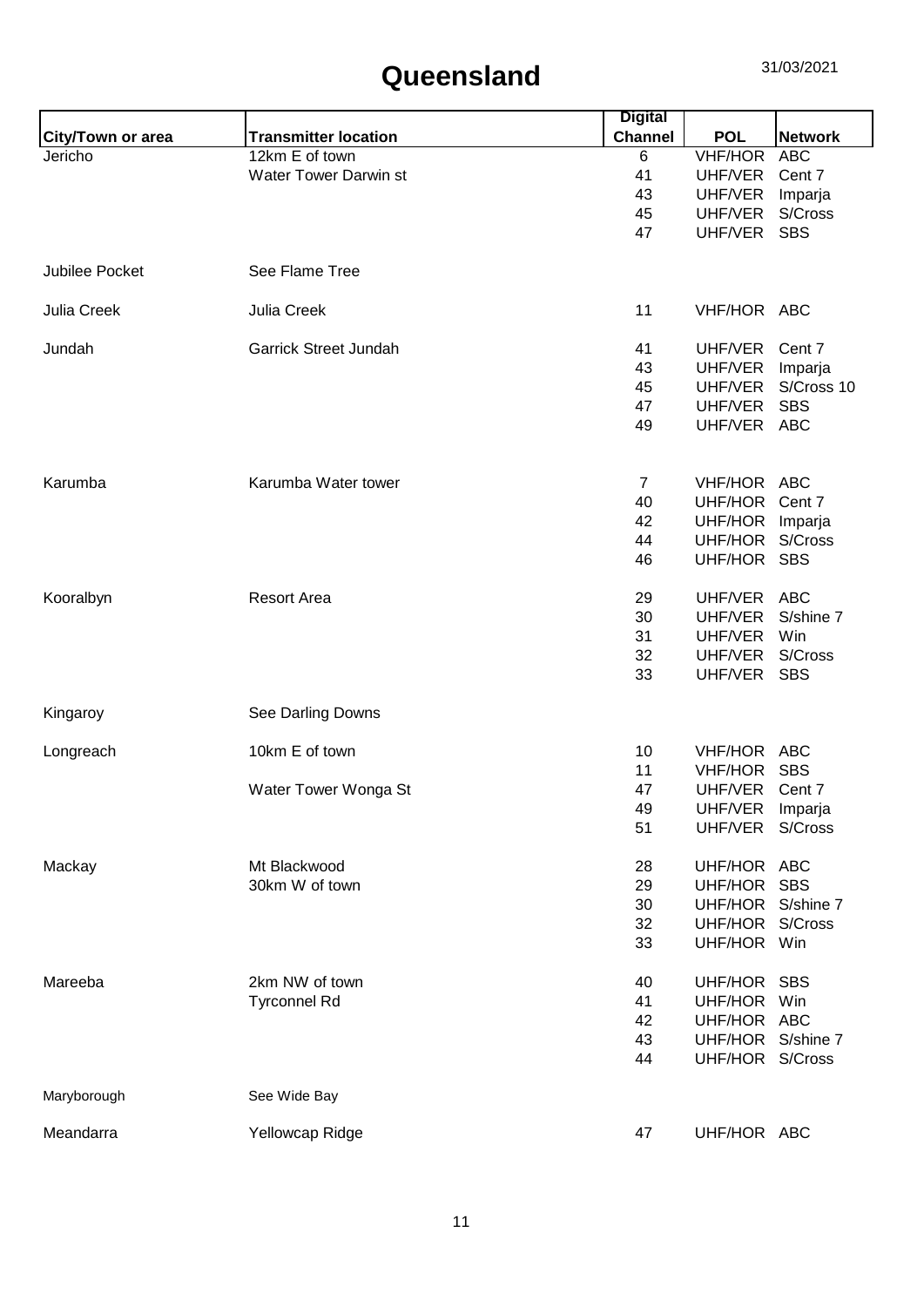# Queensland

31/03/2021

| City/Town or area | Transmitter location | Digital Channel | POL | Network |
|---|---|---|---|---|
| Jericho | 12km E of town | 6 | VHF/HOR | ABC |
| | Water Tower Darwin st | 41 | UHF/VER | Cent 7 |
| | | 43 | UHF/VER | Imparja |
| | | 45 | UHF/VER | S/Cross |
| | | 47 | UHF/VER | SBS |
| Jubilee Pocket | See Flame Tree | | | |
| Julia Creek | Julia Creek | 11 | VHF/HOR | ABC |
| Jundah | Garrick Street Jundah | 41 | UHF/VER | Cent 7 |
| | | 43 | UHF/VER | Imparja |
| | | 45 | UHF/VER | S/Cross 10 |
| | | 47 | UHF/VER | SBS |
| | | 49 | UHF/VER | ABC |
| Karumba | Karumba Water tower | 7 | VHF/HOR | ABC |
| | | 40 | UHF/HOR | Cent 7 |
| | | 42 | UHF/HOR | Imparja |
| | | 44 | UHF/HOR | S/Cross |
| | | 46 | UHF/HOR | SBS |
| Kooralbyn | Resort Area | 29 | UHF/VER | ABC |
| | | 30 | UHF/VER | S/shine 7 |
| | | 31 | UHF/VER | Win |
| | | 32 | UHF/VER | S/Cross |
| | | 33 | UHF/VER | SBS |
| Kingaroy | See Darling Downs | | | |
| Longreach | 10km E of town | 10 | VHF/HOR | ABC |
| | | 11 | VHF/HOR | SBS |
| | Water Tower Wonga St | 47 | UHF/VER | Cent 7 |
| | | 49 | UHF/VER | Imparja |
| | | 51 | UHF/VER | S/Cross |
| Mackay | Mt Blackwood | 28 | UHF/HOR | ABC |
| | 30km W of town | 29 | UHF/HOR | SBS |
| | | 30 | UHF/HOR | S/shine 7 |
| | | 32 | UHF/HOR | S/Cross |
| | | 33 | UHF/HOR | Win |
| Mareeba | 2km NW of town | 40 | UHF/HOR | SBS |
| | Tyrconnel Rd | 41 | UHF/HOR | Win |
| | | 42 | UHF/HOR | ABC |
| | | 43 | UHF/HOR | S/shine 7 |
| | | 44 | UHF/HOR | S/Cross |
| Maryborough | See Wide Bay | | | |
| Meandarra | Yellowcap Ridge | 47 | UHF/HOR | ABC |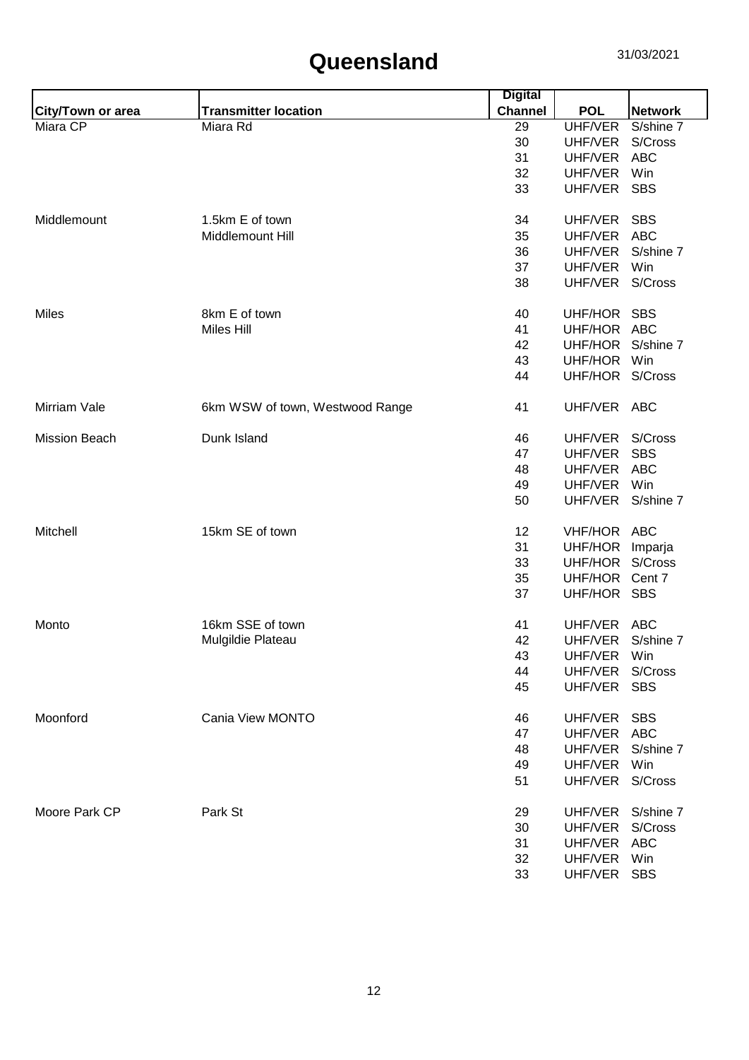# Queensland

31/03/2021

| City/Town or area | Transmitter location | Digital Channel | POL | Network |
|---|---|---|---|---|
| Miara CP | Miara Rd | 29 | UHF/VER | S/shine 7 |
| | | 30 | UHF/VER | S/Cross |
| | | 31 | UHF/VER | ABC |
| | | 32 | UHF/VER | Win |
| | | 33 | UHF/VER | SBS |
| Middlemount | 1.5km E of town | 34 | UHF/VER | SBS |
| | Middlemount Hill | 35 | UHF/VER | ABC |
| | | 36 | UHF/VER | S/shine 7 |
| | | 37 | UHF/VER | Win |
| | | 38 | UHF/VER | S/Cross |
| Miles | 8km E of town | 40 | UHF/HOR | SBS |
| | Miles Hill | 41 | UHF/HOR | ABC |
| | | 42 | UHF/HOR | S/shine 7 |
| | | 43 | UHF/HOR | Win |
| | | 44 | UHF/HOR | S/Cross |
| Mirriam Vale | 6km WSW of town, Westwood Range | 41 | UHF/VER | ABC |
| Mission Beach | Dunk Island | 46 | UHF/VER | S/Cross |
| | | 47 | UHF/VER | SBS |
| | | 48 | UHF/VER | ABC |
| | | 49 | UHF/VER | Win |
| | | 50 | UHF/VER | S/shine 7 |
| Mitchell | 15km SE of town | 12 | VHF/HOR | ABC |
| | | 31 | UHF/HOR | Imparja |
| | | 33 | UHF/HOR | S/Cross |
| | | 35 | UHF/HOR | Cent 7 |
| | | 37 | UHF/HOR | SBS |
| Monto | 16km SSE of town | 41 | UHF/VER | ABC |
| | Mulgildie Plateau | 42 | UHF/VER | S/shine 7 |
| | | 43 | UHF/VER | Win |
| | | 44 | UHF/VER | S/Cross |
| | | 45 | UHF/VER | SBS |
| Moonford | Cania View MONTO | 46 | UHF/VER | SBS |
| | | 47 | UHF/VER | ABC |
| | | 48 | UHF/VER | S/shine 7 |
| | | 49 | UHF/VER | Win |
| | | 51 | UHF/VER | S/Cross |
| Moore Park CP | Park St | 29 | UHF/VER | S/shine 7 |
| | | 30 | UHF/VER | S/Cross |
| | | 31 | UHF/VER | ABC |
| | | 32 | UHF/VER | Win |
| | | 33 | UHF/VER | SBS |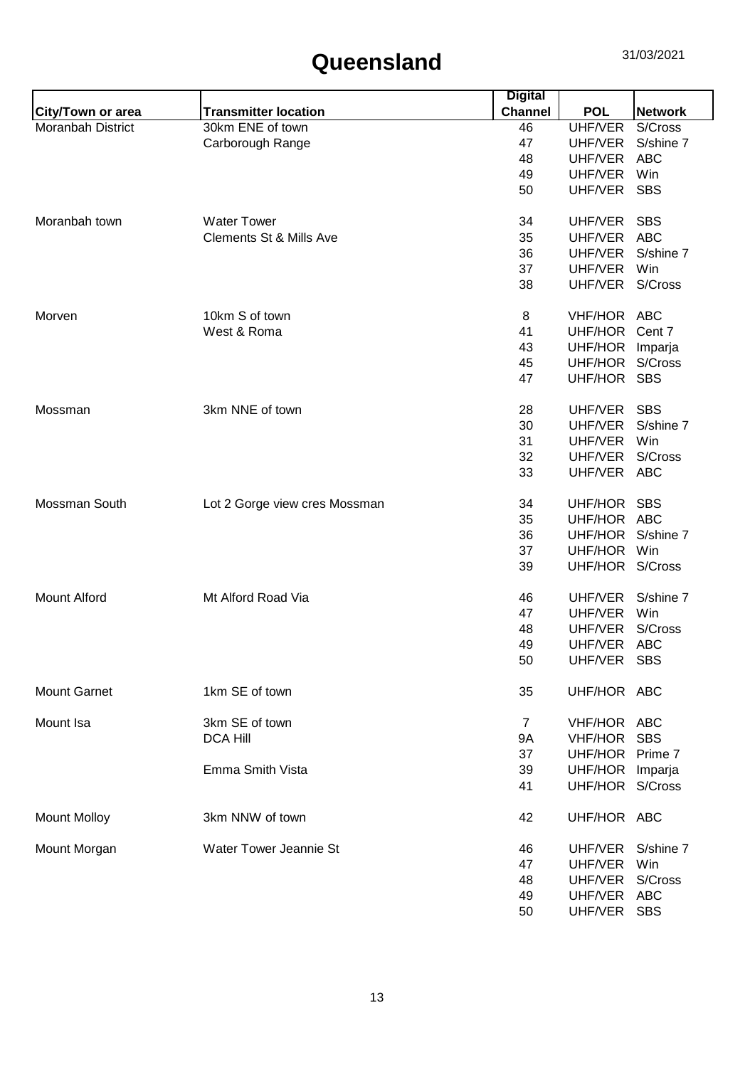# Queensland

31/03/2021

| City/Town or area | Transmitter location | Digital Channel | POL | Network |
|---|---|---|---|---|
| Moranbah District | 30km ENE of town | 46 | UHF/VER | S/Cross |
| | Carborough Range | 47 | UHF/VER | S/shine 7 |
| | | 48 | UHF/VER | ABC |
| | | 49 | UHF/VER | Win |
| | | 50 | UHF/VER | SBS |
| Moranbah town | Water Tower | 34 | UHF/VER | SBS |
| | Clements St & Mills Ave | 35 | UHF/VER | ABC |
| | | 36 | UHF/VER | S/shine 7 |
| | | 37 | UHF/VER | Win |
| | | 38 | UHF/VER | S/Cross |
| Morven | 10km S of town | 8 | VHF/HOR | ABC |
| | West & Roma | 41 | UHF/HOR | Cent 7 |
| | | 43 | UHF/HOR | Imparja |
| | | 45 | UHF/HOR | S/Cross |
| | | 47 | UHF/HOR | SBS |
| Mossman | 3km NNE of town | 28 | UHF/VER | SBS |
| | | 30 | UHF/VER | S/shine 7 |
| | | 31 | UHF/VER | Win |
| | | 32 | UHF/VER | S/Cross |
| | | 33 | UHF/VER | ABC |
| Mossman South | Lot 2 Gorge view cres Mossman | 34 | UHF/HOR | SBS |
| | | 35 | UHF/HOR | ABC |
| | | 36 | UHF/HOR | S/shine 7 |
| | | 37 | UHF/HOR | Win |
| | | 39 | UHF/HOR | S/Cross |
| Mount Alford | Mt Alford Road Via | 46 | UHF/VER | S/shine 7 |
| | | 47 | UHF/VER | Win |
| | | 48 | UHF/VER | S/Cross |
| | | 49 | UHF/VER | ABC |
| | | 50 | UHF/VER | SBS |
| Mount Garnet | 1km SE of town | 35 | UHF/HOR | ABC |
| Mount Isa | 3km SE of town | 7 | VHF/HOR | ABC |
| | DCA Hill | 9A | VHF/HOR | SBS |
| | | 37 | UHF/HOR | Prime 7 |
| | Emma Smith Vista | 39 | UHF/HOR | Imparja |
| | | 41 | UHF/HOR | S/Cross |
| Mount Molloy | 3km NNW of town | 42 | UHF/HOR | ABC |
| Mount Morgan | Water Tower Jeannie St | 46 | UHF/VER | S/shine 7 |
| | | 47 | UHF/VER | Win |
| | | 48 | UHF/VER | S/Cross |
| | | 49 | UHF/VER | ABC |
| | | 50 | UHF/VER | SBS |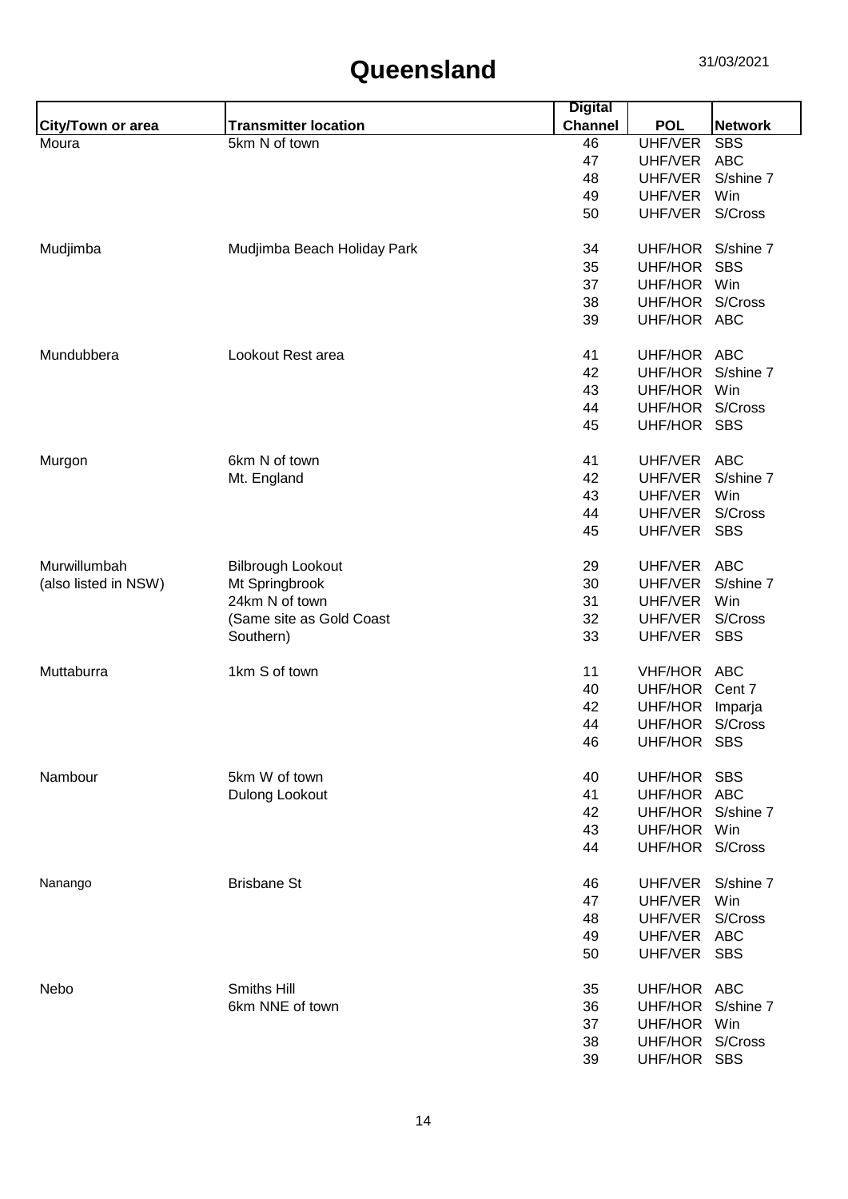# Queensland

31/03/2021

| City/Town or area | Transmitter location | Digital Channel | POL | Network |
|---|---|---|---|---|
| Moura | 5km N of town | 46 | UHF/VER | SBS |
| | | 47 | UHF/VER | ABC |
| | | 48 | UHF/VER | S/shine 7 |
| | | 49 | UHF/VER | Win |
| | | 50 | UHF/VER | S/Cross |
| Mudjimba | Mudjimba Beach Holiday Park | 34 | UHF/HOR | S/shine 7 |
| | | 35 | UHF/HOR | SBS |
| | | 37 | UHF/HOR | Win |
| | | 38 | UHF/HOR | S/Cross |
| | | 39 | UHF/HOR | ABC |
| Mundubbera | Lookout Rest area | 41 | UHF/HOR | ABC |
| | | 42 | UHF/HOR | S/shine 7 |
| | | 43 | UHF/HOR | Win |
| | | 44 | UHF/HOR | S/Cross |
| | | 45 | UHF/HOR | SBS |
| Murgon | 6km N of town | 41 | UHF/VER | ABC |
| | Mt. England | 42 | UHF/VER | S/shine 7 |
| | | 43 | UHF/VER | Win |
| | | 44 | UHF/VER | S/Cross |
| | | 45 | UHF/VER | SBS |
| Murwillumbah | Bilbrough Lookout | 29 | UHF/VER | ABC |
| (also listed in NSW) | Mt Springbrook | 30 | UHF/VER | S/shine 7 |
| | 24km N of town | 31 | UHF/VER | Win |
| | (Same site as Gold Coast | 32 | UHF/VER | S/Cross |
| | Southern) | 33 | UHF/VER | SBS |
| Muttaburra | 1km S of town | 11 | VHF/HOR | ABC |
| | | 40 | UHF/HOR | Cent 7 |
| | | 42 | UHF/HOR | Imparja |
| | | 44 | UHF/HOR | S/Cross |
| | | 46 | UHF/HOR | SBS |
| Nambour | 5km W of town | 40 | UHF/HOR | SBS |
| | Dulong Lookout | 41 | UHF/HOR | ABC |
| | | 42 | UHF/HOR | S/shine 7 |
| | | 43 | UHF/HOR | Win |
| | | 44 | UHF/HOR | S/Cross |
| Nanango | Brisbane St | 46 | UHF/VER | S/shine 7 |
| | | 47 | UHF/VER | Win |
| | | 48 | UHF/VER | S/Cross |
| | | 49 | UHF/VER | ABC |
| | | 50 | UHF/VER | SBS |
| Nebo | Smiths Hill | 35 | UHF/HOR | ABC |
| | 6km NNE of town | 36 | UHF/HOR | S/shine 7 |
| | | 37 | UHF/HOR | Win |
| | | 38 | UHF/HOR | S/Cross |
| | | 39 | UHF/HOR | SBS |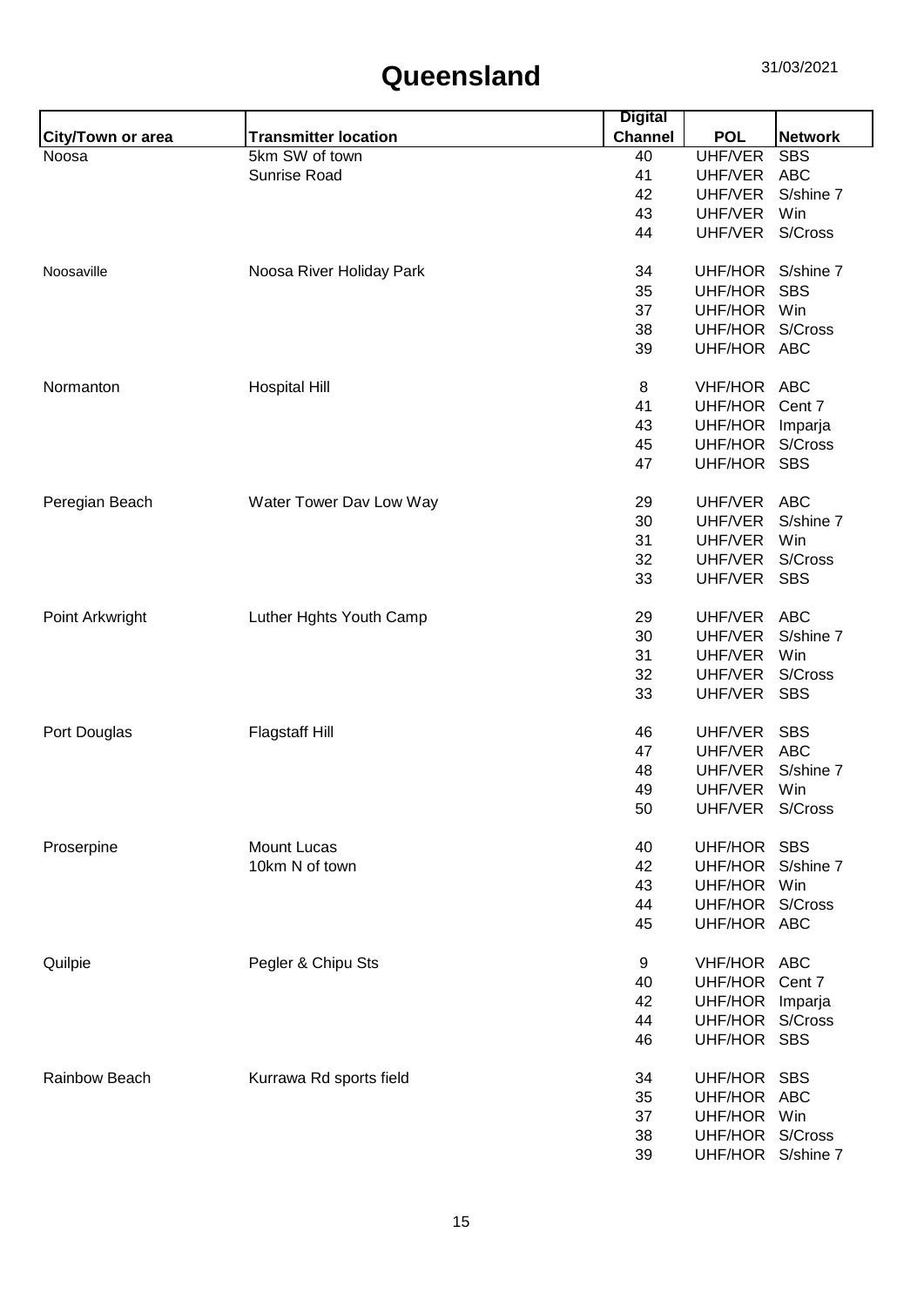# Queensland

31/03/2021

| City/Town or area | Transmitter location | Digital Channel | POL | Network |
|---|---|---|---|---|
| Noosa | 5km SW of town | 40 | UHF/VER | SBS |
| | Sunrise Road | 41 | UHF/VER | ABC |
| | | 42 | UHF/VER | S/shine 7 |
| | | 43 | UHF/VER | Win |
| | | 44 | UHF/VER | S/Cross |
| Noosaville | Noosa River Holiday Park | 34 | UHF/HOR | S/shine 7 |
| | | 35 | UHF/HOR | SBS |
| | | 37 | UHF/HOR | Win |
| | | 38 | UHF/HOR | S/Cross |
| | | 39 | UHF/HOR | ABC |
| Normanton | Hospital Hill | 8 | VHF/HOR | ABC |
| | | 41 | UHF/HOR | Cent 7 |
| | | 43 | UHF/HOR | Imparja |
| | | 45 | UHF/HOR | S/Cross |
| | | 47 | UHF/HOR | SBS |
| Peregian Beach | Water Tower Dav Low Way | 29 | UHF/VER | ABC |
| | | 30 | UHF/VER | S/shine 7 |
| | | 31 | UHF/VER | Win |
| | | 32 | UHF/VER | S/Cross |
| | | 33 | UHF/VER | SBS |
| Point Arkwright | Luther Hghts Youth Camp | 29 | UHF/VER | ABC |
| | | 30 | UHF/VER | S/shine 7 |
| | | 31 | UHF/VER | Win |
| | | 32 | UHF/VER | S/Cross |
| | | 33 | UHF/VER | SBS |
| Port Douglas | Flagstaff Hill | 46 | UHF/VER | SBS |
| | | 47 | UHF/VER | ABC |
| | | 48 | UHF/VER | S/shine 7 |
| | | 49 | UHF/VER | Win |
| | | 50 | UHF/VER | S/Cross |
| Proserpine | Mount Lucas | 40 | UHF/HOR | SBS |
| | 10km N of town | 42 | UHF/HOR | S/shine 7 |
| | | 43 | UHF/HOR | Win |
| | | 44 | UHF/HOR | S/Cross |
| | | 45 | UHF/HOR | ABC |
| Quilpie | Pegler & Chipu Sts | 9 | VHF/HOR | ABC |
| | | 40 | UHF/HOR | Cent 7 |
| | | 42 | UHF/HOR | Imparja |
| | | 44 | UHF/HOR | S/Cross |
| | | 46 | UHF/HOR | SBS |
| Rainbow Beach | Kurrawa Rd sports field | 34 | UHF/HOR | SBS |
| | | 35 | UHF/HOR | ABC |
| | | 37 | UHF/HOR | Win |
| | | 38 | UHF/HOR | S/Cross |
| | | 39 | UHF/HOR | S/shine 7 |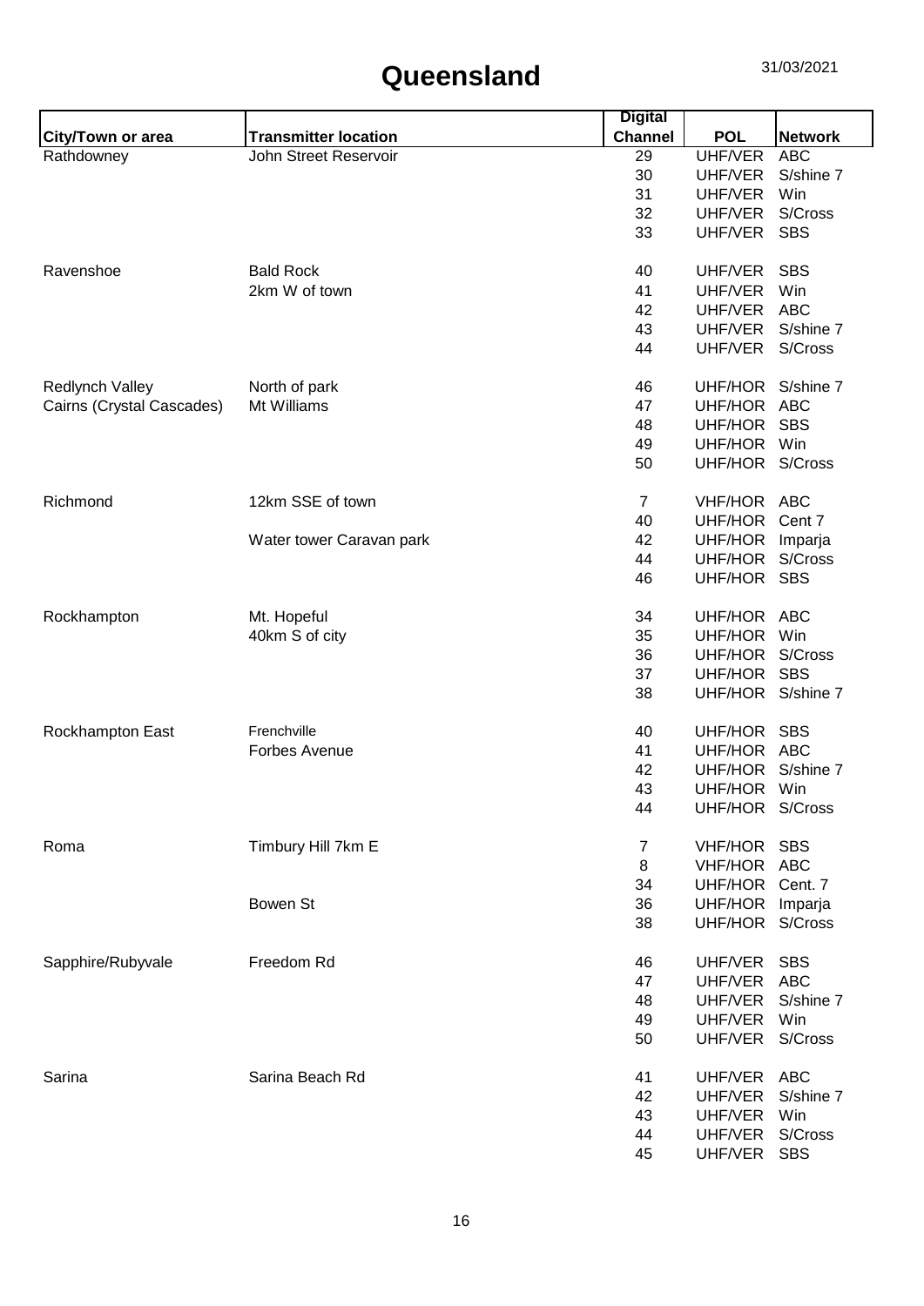# Queensland

31/03/2021

| City/Town or area | Transmitter location | Digital Channel | POL | Network |
|---|---|---|---|---|
| Rathdowney | John Street Reservoir | 29 | UHF/VER | ABC |
| | | 30 | UHF/VER | S/shine 7 |
| | | 31 | UHF/VER | Win |
| | | 32 | UHF/VER | S/Cross |
| | | 33 | UHF/VER | SBS |
| Ravenshoe | Bald Rock | 40 | UHF/VER | SBS |
| | 2km W of town | 41 | UHF/VER | Win |
| | | 42 | UHF/VER | ABC |
| | | 43 | UHF/VER | S/shine 7 |
| | | 44 | UHF/VER | S/Cross |
| Redlynch Valley | North of park | 46 | UHF/HOR | S/shine 7 |
| Cairns (Crystal Cascades) | Mt Williams | 47 | UHF/HOR | ABC |
| | | 48 | UHF/HOR | SBS |
| | | 49 | UHF/HOR | Win |
| | | 50 | UHF/HOR | S/Cross |
| Richmond | 12km SSE of town | 7 | VHF/HOR | ABC |
| | | 40 | UHF/HOR | Cent 7 |
| | Water tower Caravan park | 42 | UHF/HOR | Imparja |
| | | 44 | UHF/HOR | S/Cross |
| | | 46 | UHF/HOR | SBS |
| Rockhampton | Mt. Hopeful | 34 | UHF/HOR | ABC |
| | 40km S of city | 35 | UHF/HOR | Win |
| | | 36 | UHF/HOR | S/Cross |
| | | 37 | UHF/HOR | SBS |
| | | 38 | UHF/HOR | S/shine 7 |
| Rockhampton East | Frenchville | 40 | UHF/HOR | SBS |
| | Forbes Avenue | 41 | UHF/HOR | ABC |
| | | 42 | UHF/HOR | S/shine 7 |
| | | 43 | UHF/HOR | Win |
| | | 44 | UHF/HOR | S/Cross |
| Roma | Timbury Hill 7km E | 7 | VHF/HOR | SBS |
| | | 8 | VHF/HOR | ABC |
| | | 34 | UHF/HOR | Cent. 7 |
| | Bowen St | 36 | UHF/HOR | Imparja |
| | | 38 | UHF/HOR | S/Cross |
| Sapphire/Rubyvale | Freedom Rd | 46 | UHF/VER | SBS |
| | | 47 | UHF/VER | ABC |
| | | 48 | UHF/VER | S/shine 7 |
| | | 49 | UHF/VER | Win |
| | | 50 | UHF/VER | S/Cross |
| Sarina | Sarina Beach Rd | 41 | UHF/VER | ABC |
| | | 42 | UHF/VER | S/shine 7 |
| | | 43 | UHF/VER | Win |
| | | 44 | UHF/VER | S/Cross |
| | | 45 | UHF/VER | SBS |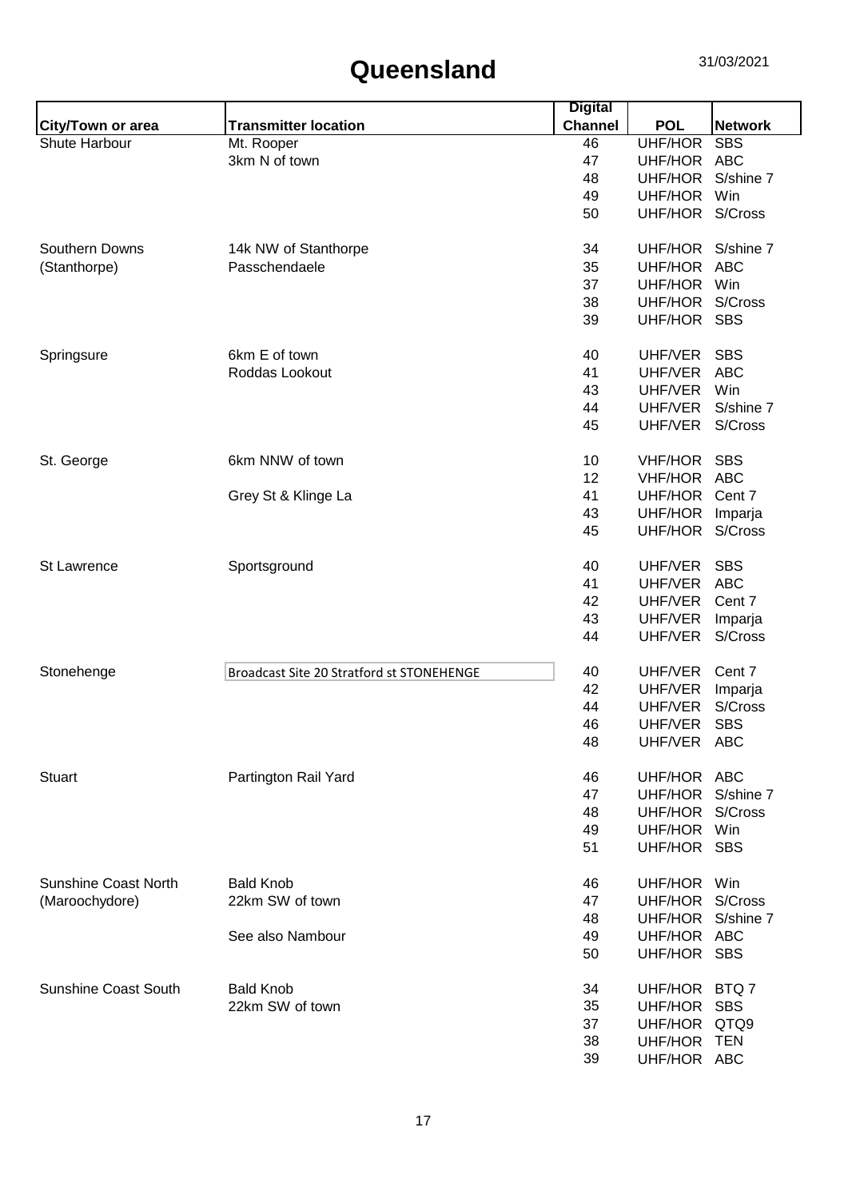# Queensland

31/03/2021

| City/Town or area | Transmitter location | Digital Channel | POL | Network |
|---|---|---|---|---|
| Shute Harbour | Mt. Rooper | 46 | UHF/HOR | SBS |
| | 3km N of town | 47 | UHF/HOR | ABC |
| | | 48 | UHF/HOR | S/shine 7 |
| | | 49 | UHF/HOR | Win |
| | | 50 | UHF/HOR | S/Cross |
| Southern Downs | 14k NW of Stanthorpe | 34 | UHF/HOR | S/shine 7 |
| (Stanthorpe) | Passchendaele | 35 | UHF/HOR | ABC |
| | | 37 | UHF/HOR | Win |
| | | 38 | UHF/HOR | S/Cross |
| | | 39 | UHF/HOR | SBS |
| Springsure | 6km E of town | 40 | UHF/VER | SBS |
| | Roddas Lookout | 41 | UHF/VER | ABC |
| | | 43 | UHF/VER | Win |
| | | 44 | UHF/VER | S/shine 7 |
| | | 45 | UHF/VER | S/Cross |
| St. George | 6km NNW of town | 10 | VHF/HOR | SBS |
| | | 12 | VHF/HOR | ABC |
| | Grey St & Klinge La | 41 | UHF/HOR | Cent 7 |
| | | 43 | UHF/HOR | Imparja |
| | | 45 | UHF/HOR | S/Cross |
| St Lawrence | Sportsground | 40 | UHF/VER | SBS |
| | | 41 | UHF/VER | ABC |
| | | 42 | UHF/VER | Cent 7 |
| | | 43 | UHF/VER | Imparja |
| | | 44 | UHF/VER | S/Cross |
| Stonehenge | Broadcast Site 20 Stratford st STONEHENGE | 40 | UHF/VER | Cent 7 |
| | | 42 | UHF/VER | Imparja |
| | | 44 | UHF/VER | S/Cross |
| | | 46 | UHF/VER | SBS |
| | | 48 | UHF/VER | ABC |
| Stuart | Partington Rail Yard | 46 | UHF/HOR | ABC |
| | | 47 | UHF/HOR | S/shine 7 |
| | | 48 | UHF/HOR | S/Cross |
| | | 49 | UHF/HOR | Win |
| | | 51 | UHF/HOR | SBS |
| Sunshine Coast North | Bald Knob | 46 | UHF/HOR | Win |
| (Maroochydore) | 22km SW of town | 47 | UHF/HOR | S/Cross |
| | | 48 | UHF/HOR | S/shine 7 |
| | See also Nambour | 49 | UHF/HOR | ABC |
| | | 50 | UHF/HOR | SBS |
| Sunshine Coast South | Bald Knob | 34 | UHF/HOR | BTQ 7 |
| | 22km SW of town | 35 | UHF/HOR | SBS |
| | | 37 | UHF/HOR | QTQ9 |
| | | 38 | UHF/HOR | TEN |
| | | 39 | UHF/HOR | ABC |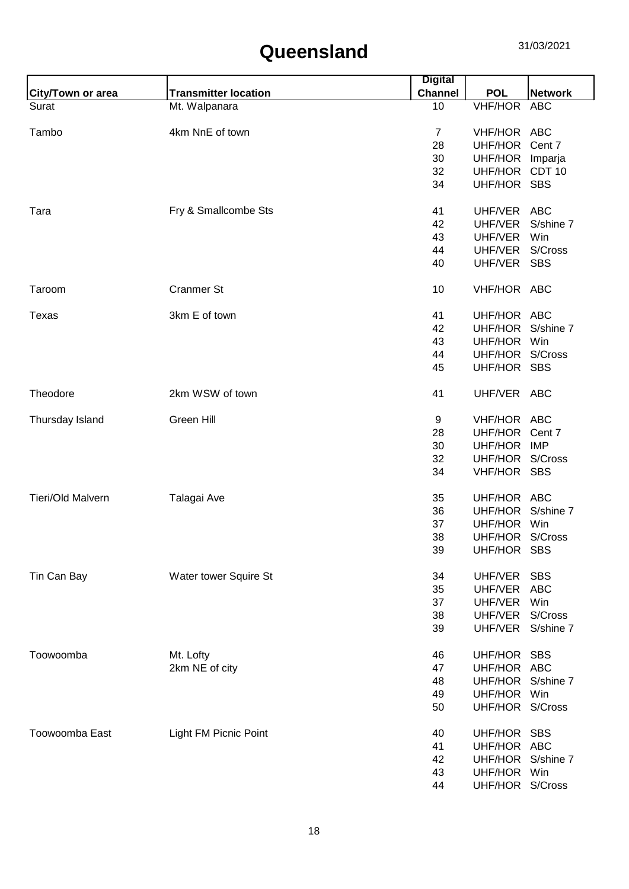# Queensland

31/03/2021

| City/Town or area | Transmitter location | Digital Channel | POL | Network |
|---|---|---|---|---|
| Surat | Mt. Walpanara | 10 | VHF/HOR | ABC |
| Tambo | 4km NnE of town | 7 | VHF/HOR | ABC |
| | | 28 | UHF/HOR | Cent 7 |
| | | 30 | UHF/HOR | Imparja |
| | | 32 | UHF/HOR | CDT 10 |
| | | 34 | UHF/HOR | SBS |
| Tara | Fry & Smallcombe Sts | 41 | UHF/VER | ABC |
| | | 42 | UHF/VER | S/shine 7 |
| | | 43 | UHF/VER | Win |
| | | 44 | UHF/VER | S/Cross |
| | | 40 | UHF/VER | SBS |
| Taroom | Cranmer St | 10 | VHF/HOR | ABC |
| Texas | 3km E of town | 41 | UHF/HOR | ABC |
| | | 42 | UHF/HOR | S/shine 7 |
| | | 43 | UHF/HOR | Win |
| | | 44 | UHF/HOR | S/Cross |
| | | 45 | UHF/HOR | SBS |
| Theodore | 2km WSW of town | 41 | UHF/VER | ABC |
| Thursday Island | Green Hill | 9 | VHF/HOR | ABC |
| | | 28 | UHF/HOR | Cent 7 |
| | | 30 | UHF/HOR | IMP |
| | | 32 | UHF/HOR | S/Cross |
| | | 34 | VHF/HOR | SBS |
| Tieri/Old Malvern | Talagai Ave | 35 | UHF/HOR | ABC |
| | | 36 | UHF/HOR | S/shine 7 |
| | | 37 | UHF/HOR | Win |
| | | 38 | UHF/HOR | S/Cross |
| | | 39 | UHF/HOR | SBS |
| Tin Can Bay | Water tower Squire St | 34 | UHF/VER | SBS |
| | | 35 | UHF/VER | ABC |
| | | 37 | UHF/VER | Win |
| | | 38 | UHF/VER | S/Cross |
| | | 39 | UHF/VER | S/shine 7 |
| Toowoomba | Mt. Lofty | 46 | UHF/HOR | SBS |
| | 2km NE of city | 47 | UHF/HOR | ABC |
| | | 48 | UHF/HOR | S/shine 7 |
| | | 49 | UHF/HOR | Win |
| | | 50 | UHF/HOR | S/Cross |
| Toowoomba East | Light FM Picnic Point | 40 | UHF/HOR | SBS |
| | | 41 | UHF/HOR | ABC |
| | | 42 | UHF/HOR | S/shine 7 |
| | | 43 | UHF/HOR | Win |
| | | 44 | UHF/HOR | S/Cross |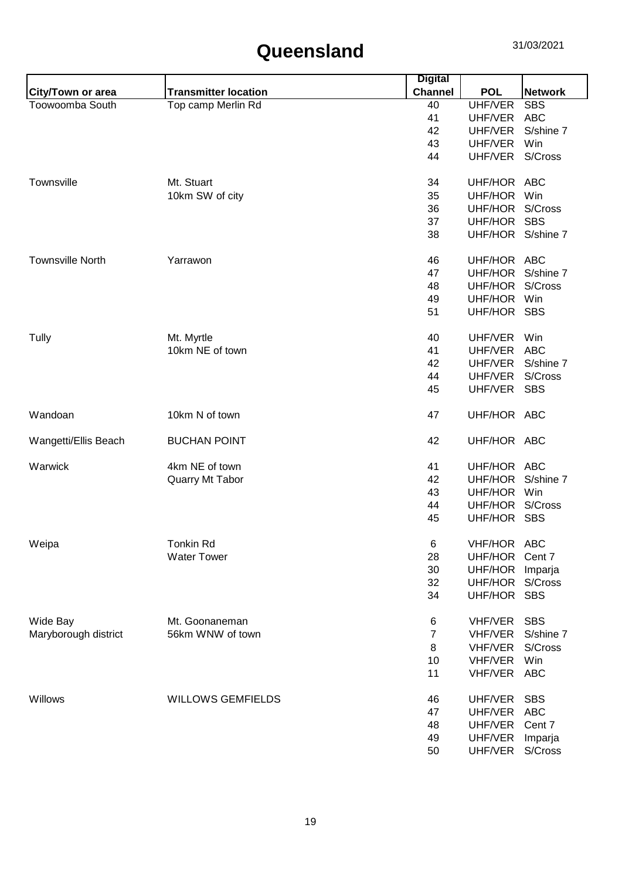# Queensland

31/03/2021

| City/Town or area | Transmitter location | Digital Channel | POL | Network |
|---|---|---|---|---|
| Toowoomba South | Top camp Merlin Rd | 40 | UHF/VER | SBS |
| | | 41 | UHF/VER | ABC |
| | | 42 | UHF/VER | S/shine 7 |
| | | 43 | UHF/VER | Win |
| | | 44 | UHF/VER | S/Cross |
| Townsville | Mt. Stuart | 34 | UHF/HOR | ABC |
| | 10km SW of city | 35 | UHF/HOR | Win |
| | | 36 | UHF/HOR | S/Cross |
| | | 37 | UHF/HOR | SBS |
| | | 38 | UHF/HOR | S/shine 7 |
| Townsville North | Yarrawon | 46 | UHF/HOR | ABC |
| | | 47 | UHF/HOR | S/shine 7 |
| | | 48 | UHF/HOR | S/Cross |
| | | 49 | UHF/HOR | Win |
| | | 51 | UHF/HOR | SBS |
| Tully | Mt. Myrtle | 40 | UHF/VER | Win |
| | 10km NE of town | 41 | UHF/VER | ABC |
| | | 42 | UHF/VER | S/shine 7 |
| | | 44 | UHF/VER | S/Cross |
| | | 45 | UHF/VER | SBS |
| Wandoan | 10km N of town | 47 | UHF/HOR | ABC |
| Wangetti/Ellis Beach | BUCHAN POINT | 42 | UHF/HOR | ABC |
| Warwick | 4km NE of town | 41 | UHF/HOR | ABC |
| | Quarry Mt Tabor | 42 | UHF/HOR | S/shine 7 |
| | | 43 | UHF/HOR | Win |
| | | 44 | UHF/HOR | S/Cross |
| | | 45 | UHF/HOR | SBS |
| Weipa | Tonkin Rd | 6 | VHF/HOR | ABC |
| | Water Tower | 28 | UHF/HOR | Cent 7 |
| | | 30 | UHF/HOR | Imparja |
| | | 32 | UHF/HOR | S/Cross |
| | | 34 | UHF/HOR | SBS |
| Wide Bay | Mt. Goonaneman | 6 | VHF/VER | SBS |
| Maryborough district | 56km WNW of town | 7 | VHF/VER | S/shine 7 |
| | | 8 | VHF/VER | S/Cross |
| | | 10 | VHF/VER | Win |
| | | 11 | VHF/VER | ABC |
| Willows | WILLOWS GEMFIELDS | 46 | UHF/VER | SBS |
| | | 47 | UHF/VER | ABC |
| | | 48 | UHF/VER | Cent 7 |
| | | 49 | UHF/VER | Imparja |
| | | 50 | UHF/VER | S/Cross |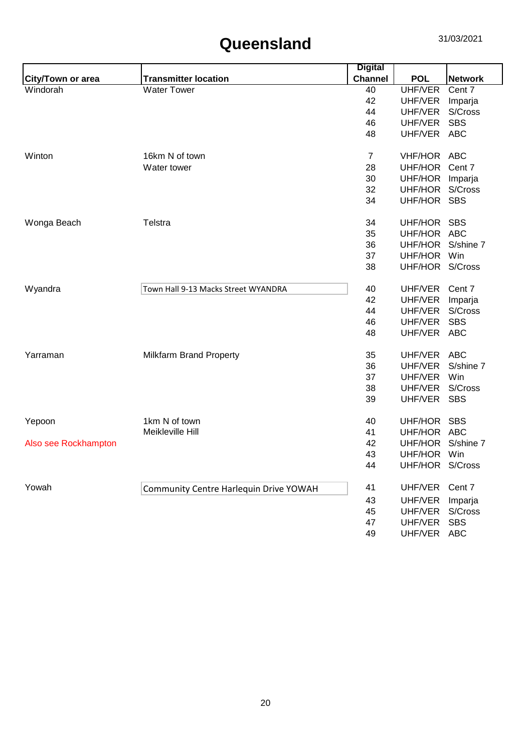# Queensland

31/03/2021

| City/Town or area | Transmitter location | Digital Channel | POL | Network |
|---|---|---|---|---|
| Windorah | Water Tower | 40 | UHF/VER | Cent 7 |
| | | 42 | UHF/VER | Imparja |
| | | 44 | UHF/VER | S/Cross |
| | | 46 | UHF/VER | SBS |
| | | 48 | UHF/VER | ABC |
| Winton | 16km N of town | 7 | VHF/HOR | ABC |
| | Water tower | 28 | UHF/HOR | Cent 7 |
| | | 30 | UHF/HOR | Imparja |
| | | 32 | UHF/HOR | S/Cross |
| | | 34 | UHF/HOR | SBS |
| Wonga Beach | Telstra | 34 | UHF/HOR | SBS |
| | | 35 | UHF/HOR | ABC |
| | | 36 | UHF/HOR | S/shine 7 |
| | | 37 | UHF/HOR | Win |
| | | 38 | UHF/HOR | S/Cross |
| Wyandra | Town Hall 9-13 Macks Street WYANDRA | 40 | UHF/VER | Cent 7 |
| | | 42 | UHF/VER | Imparja |
| | | 44 | UHF/VER | S/Cross |
| | | 46 | UHF/VER | SBS |
| | | 48 | UHF/VER | ABC |
| Yarraman | Milkfarm Brand Property | 35 | UHF/VER | ABC |
| | | 36 | UHF/VER | S/shine 7 |
| | | 37 | UHF/VER | Win |
| | | 38 | UHF/VER | S/Cross |
| | | 39 | UHF/VER | SBS |
| Yepoon | 1km N of town | 40 | UHF/HOR | SBS |
| | Meikleville Hill | 41 | UHF/HOR | ABC |
| Also see Rockhampton | | 42 | UHF/HOR | S/shine 7 |
| | | 43 | UHF/HOR | Win |
| | | 44 | UHF/HOR | S/Cross |
| Yowah | Community Centre Harlequin Drive YOWAH | 41 | UHF/VER | Cent 7 |
| | | 43 | UHF/VER | Imparja |
| | | 45 | UHF/VER | S/Cross |
| | | 47 | UHF/VER | SBS |
| | | 49 | UHF/VER | ABC |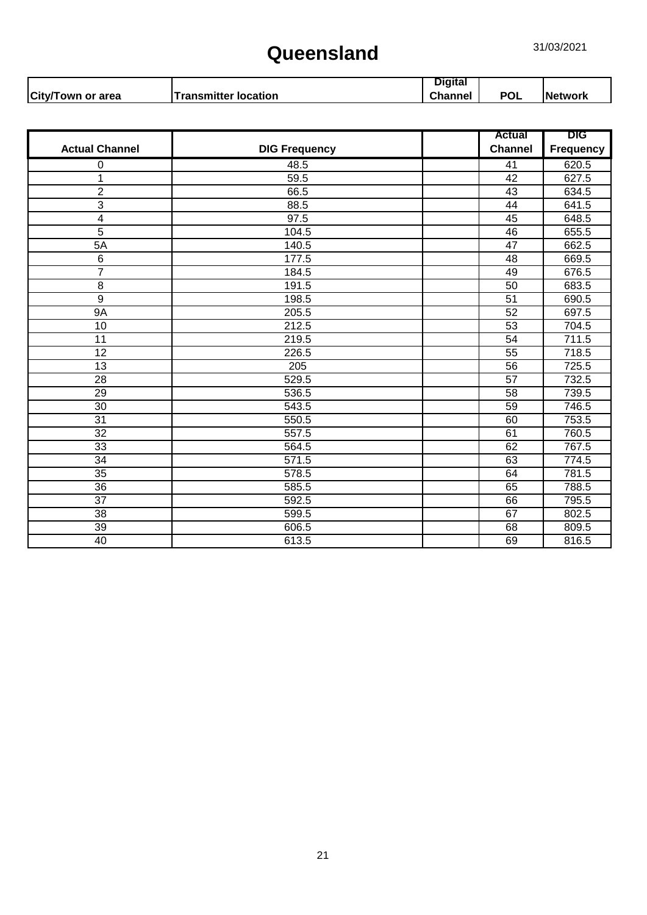# Queensland

31/03/2021

| City/Town or area | Transmitter location | Digital Channel | POL | Network |
|---|---|---|---|---|

| Actual Channel | DIG Frequency | | Actual Channel | DIG Frequency |
|---|---|---|---|---|
| 0 | 48.5 | | 41 | 620.5 |
| 1 | 59.5 | | 42 | 627.5 |
| 2 | 66.5 | | 43 | 634.5 |
| 3 | 88.5 | | 44 | 641.5 |
| 4 | 97.5 | | 45 | 648.5 |
| 5 | 104.5 | | 46 | 655.5 |
| 5A | 140.5 | | 47 | 662.5 |
| 6 | 177.5 | | 48 | 669.5 |
| 7 | 184.5 | | 49 | 676.5 |
| 8 | 191.5 | | 50 | 683.5 |
| 9 | 198.5 | | 51 | 690.5 |
| 9A | 205.5 | | 52 | 697.5 |
| 10 | 212.5 | | 53 | 704.5 |
| 11 | 219.5 | | 54 | 711.5 |
| 12 | 226.5 | | 55 | 718.5 |
| 13 | 205 | | 56 | 725.5 |
| 28 | 529.5 | | 57 | 732.5 |
| 29 | 536.5 | | 58 | 739.5 |
| 30 | 543.5 | | 59 | 746.5 |
| 31 | 550.5 | | 60 | 753.5 |
| 32 | 557.5 | | 61 | 760.5 |
| 33 | 564.5 | | 62 | 767.5 |
| 34 | 571.5 | | 63 | 774.5 |
| 35 | 578.5 | | 64 | 781.5 |
| 36 | 585.5 | | 65 | 788.5 |
| 37 | 592.5 | | 66 | 795.5 |
| 38 | 599.5 | | 67 | 802.5 |
| 39 | 606.5 | | 68 | 809.5 |
| 40 | 613.5 | | 69 | 816.5 |